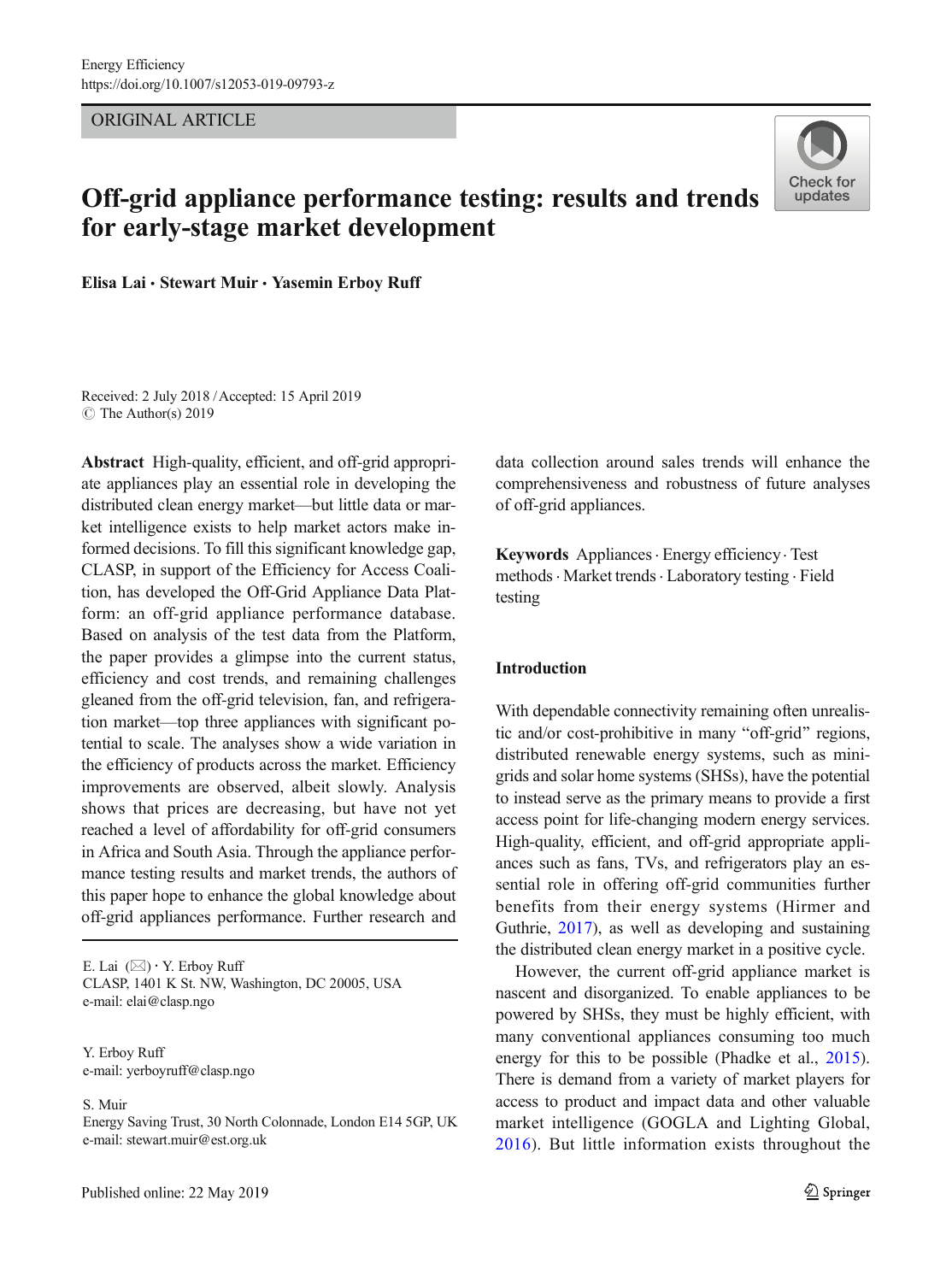ORIGINAL ARTICLE

# Off-grid appliance performance testing: results and trends for early-stage market development

**Elisa Lai · Stewart Muir · Yasemin Erboy Ruff**

Received: 2 July 2018 / Accepted: 15 April 2019
© The Author(s) 2019

**Abstract** High-quality, efficient, and off-grid appropriate appliances play an essential role in developing the distributed clean energy market—but little data or market intelligence exists to help market actors make informed decisions. To fill this significant knowledge gap, CLASP, in support of the Efficiency for Access Coalition, has developed the Off-Grid Appliance Data Platform: an off-grid appliance performance database. Based on analysis of the test data from the Platform, the paper provides a glimpse into the current status, efficiency and cost trends, and remaining challenges gleaned from the off-grid television, fan, and refrigeration market—top three appliances with significant potential to scale. The analyses show a wide variation in the efficiency of products across the market. Efficiency improvements are observed, albeit slowly. Analysis shows that prices are decreasing, but have not yet reached a level of affordability for off-grid consumers in Africa and South Asia. Through the appliance performance testing results and market trends, the authors of this paper hope to enhance the global knowledge about off-grid appliances performance. Further research and data collection around sales trends will enhance the comprehensiveness and robustness of future analyses of off-grid appliances.

**Keywords** Appliances · Energy efficiency · Test methods · Market trends · Laboratory testing · Field testing

E. Lai (✉) · Y. Erboy Ruff
CLASP, 1401 K St. NW, Washington, DC 20005, USA
e-mail: elai@clasp.ngo

Y. Erboy Ruff
e-mail: yerboyruff@clasp.ngo

S. Muir
Energy Saving Trust, 30 North Colonnade, London E14 5GP, UK
e-mail: stewart.muir@est.org.uk

## Introduction

With dependable connectivity remaining often unrealistic and/or cost-prohibitive in many "off-grid" regions, distributed renewable energy systems, such as mini-grids and solar home systems (SHSs), have the potential to instead serve as the primary means to provide a first access point for life-changing modern energy services. High-quality, efficient, and off-grid appropriate appliances such as fans, TVs, and refrigerators play an essential role in offering off-grid communities further benefits from their energy systems (Hirmer and Guthrie, 2017), as well as developing and sustaining the distributed clean energy market in a positive cycle.

However, the current off-grid appliance market is nascent and disorganized. To enable appliances to be powered by SHSs, they must be highly efficient, with many conventional appliances consuming too much energy for this to be possible (Phadke et al., 2015). There is demand from a variety of market players for access to product and impact data and other valuable market intelligence (GOGLA and Lighting Global, 2016). But little information exists throughout the

Published online: 22 May 2019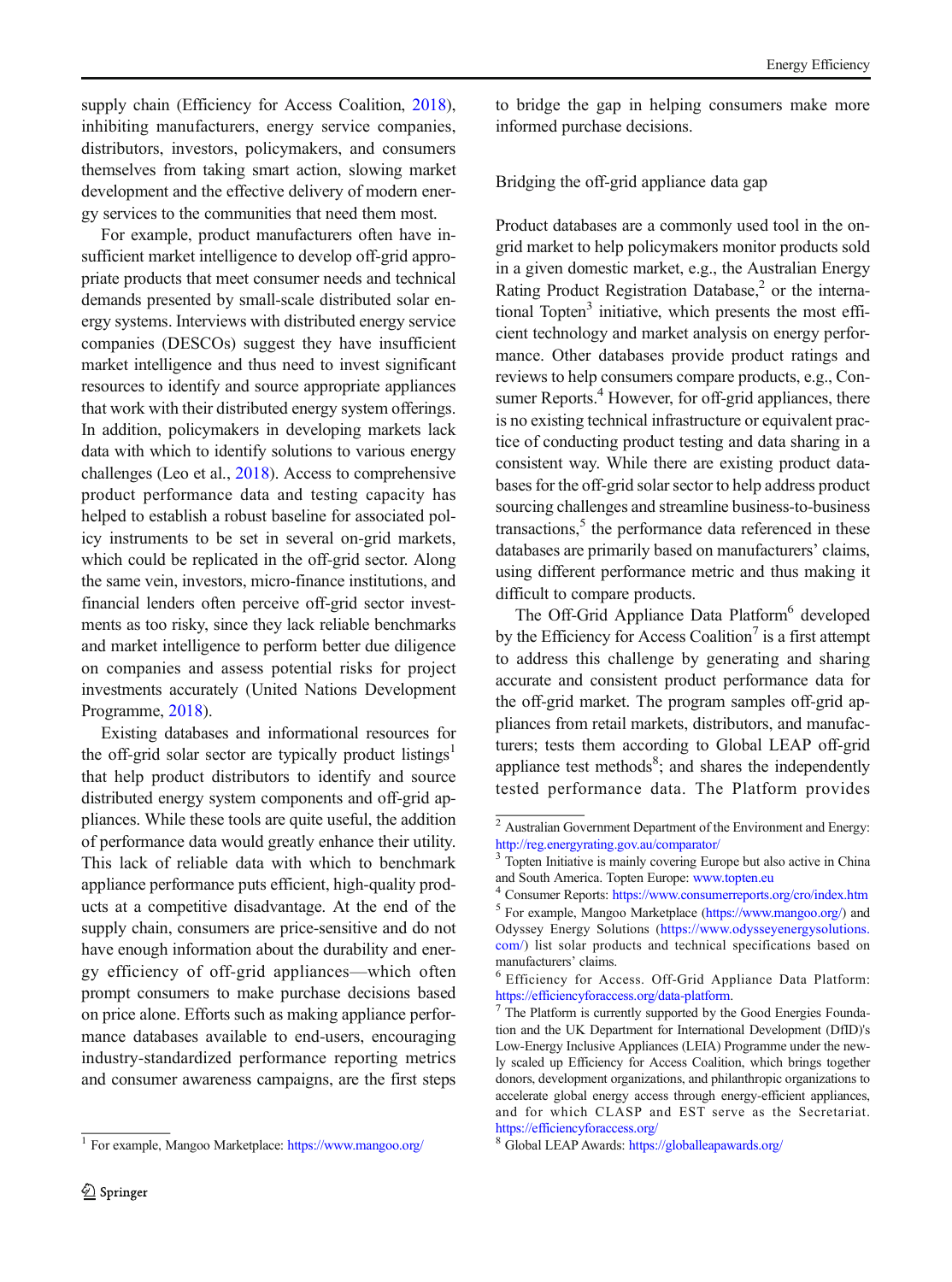supply chain (Efficiency for Access Coalition, 2018), inhibiting manufacturers, energy service companies, distributors, investors, policymakers, and consumers themselves from taking smart action, slowing market development and the effective delivery of modern energy services to the communities that need them most.

For example, product manufacturers often have insufficient market intelligence to develop off-grid appropriate products that meet consumer needs and technical demands presented by small-scale distributed solar energy systems. Interviews with distributed energy service companies (DESCOs) suggest they have insufficient market intelligence and thus need to invest significant resources to identify and source appropriate appliances that work with their distributed energy system offerings. In addition, policymakers in developing markets lack data with which to identify solutions to various energy challenges (Leo et al., 2018). Access to comprehensive product performance data and testing capacity has helped to establish a robust baseline for associated policy instruments to be set in several on-grid markets, which could be replicated in the off-grid sector. Along the same vein, investors, micro-finance institutions, and financial lenders often perceive off-grid sector investments as too risky, since they lack reliable benchmarks and market intelligence to perform better due diligence on companies and assess potential risks for project investments accurately (United Nations Development Programme, 2018).

Existing databases and informational resources for the off-grid solar sector are typically product listings[1] that help product distributors to identify and source distributed energy system components and off-grid appliances. While these tools are quite useful, the addition of performance data would greatly enhance their utility. This lack of reliable data with which to benchmark appliance performance puts efficient, high-quality products at a competitive disadvantage. At the end of the supply chain, consumers are price-sensitive and do not have enough information about the durability and energy efficiency of off-grid appliances—which often prompt consumers to make purchase decisions based on price alone. Efforts such as making appliance performance databases available to end-users, encouraging industry-standardized performance reporting metrics and consumer awareness campaigns, are the first steps to bridge the gap in helping consumers make more informed purchase decisions.

## Bridging the off-grid appliance data gap

Product databases are a commonly used tool in the on-grid market to help policymakers monitor products sold in a given domestic market, e.g., the Australian Energy Rating Product Registration Database,[2] or the international Topten[3] initiative, which presents the most efficient technology and market analysis on energy performance. Other databases provide product ratings and reviews to help consumers compare products, e.g., Consumer Reports.[4] However, for off-grid appliances, there is no existing technical infrastructure or equivalent practice of conducting product testing and data sharing in a consistent way. While there are existing product databases for the off-grid solar sector to help address product sourcing challenges and streamline business-to-business transactions,[5] the performance data referenced in these databases are primarily based on manufacturers' claims, using different performance metric and thus making it difficult to compare products.

The Off-Grid Appliance Data Platform[6] developed by the Efficiency for Access Coalition[7] is a first attempt to address this challenge by generating and sharing accurate and consistent product performance data for the off-grid market. The program samples off-grid appliances from retail markets, distributors, and manufacturers; tests them according to Global LEAP off-grid appliance test methods[8]; and shares the independently tested performance data. The Platform provides

---

[1] For example, Mangoo Marketplace: https://www.mangoo.org/

[2] Australian Government Department of the Environment and Energy: http://reg.energyrating.gov.au/comparator/

[3] Topten Initiative is mainly covering Europe but also active in China and South America. Topten Europe: www.topten.eu

[4] Consumer Reports: https://www.consumerreports.org/cro/index.htm

[5] For example, Mangoo Marketplace (https://www.mangoo.org/) and Odyssey Energy Solutions (https://www.odysseyenergysolutions.com/) list solar products and technical specifications based on manufacturers' claims.

[6] Efficiency for Access. Off-Grid Appliance Data Platform: https://efficiencyforaccess.org/data-platform.

[7] The Platform is currently supported by the Good Energies Foundation and the UK Department for International Development (DfID)'s Low-Energy Inclusive Appliances (LEIA) Programme under the newly scaled up Efficiency for Access Coalition, which brings together donors, development organizations, and philanthropic organizations to accelerate global energy access through energy-efficient appliances, and for which CLASP and EST serve as the Secretariat. https://efficiencyforaccess.org/

[8] Global LEAP Awards: https://globalleapawards.org/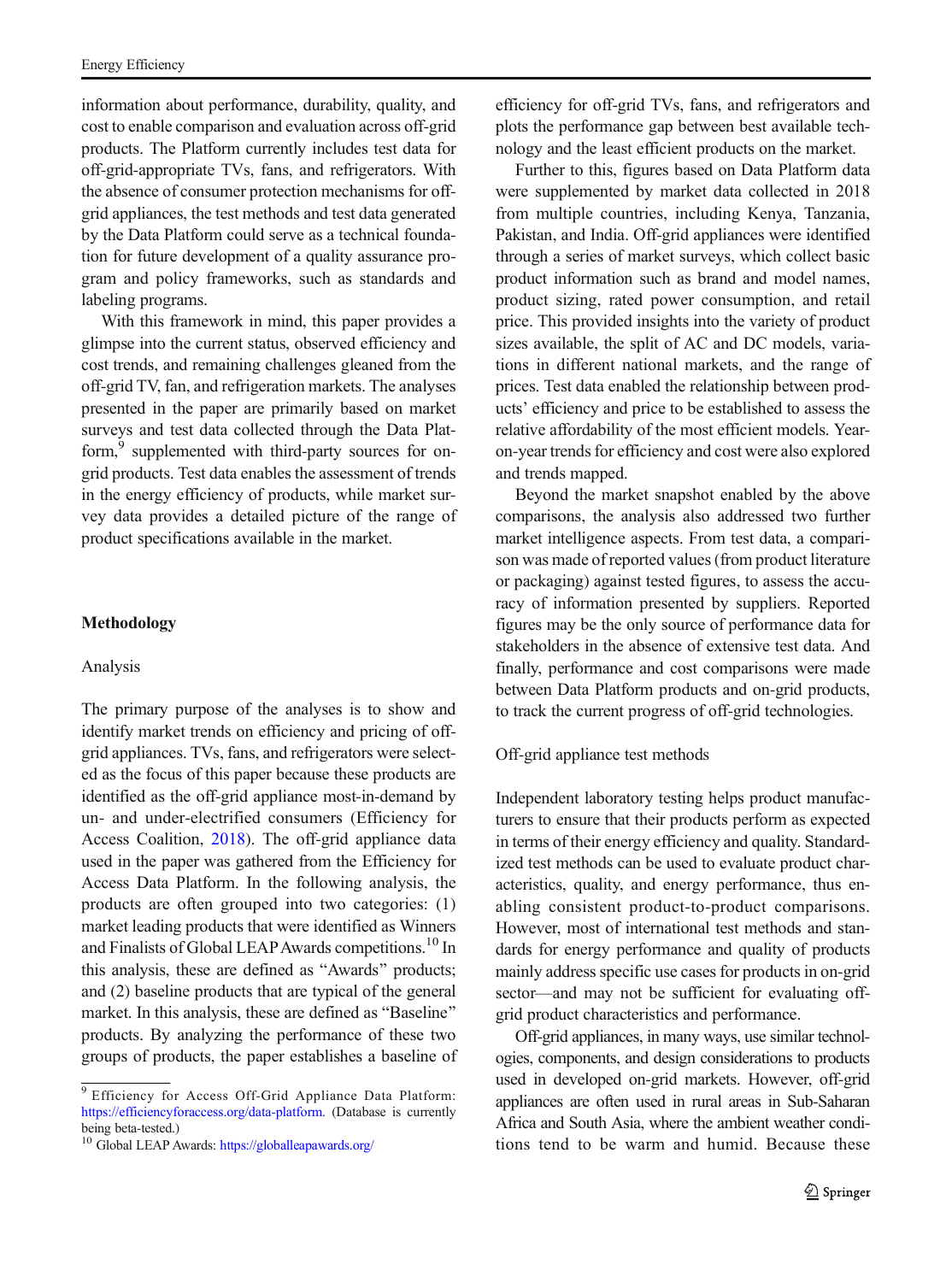information about performance, durability, quality, and cost to enable comparison and evaluation across off-grid products. The Platform currently includes test data for off-grid-appropriate TVs, fans, and refrigerators. With the absence of consumer protection mechanisms for off-grid appliances, the test methods and test data generated by the Data Platform could serve as a technical foundation for future development of a quality assurance program and policy frameworks, such as standards and labeling programs.

With this framework in mind, this paper provides a glimpse into the current status, observed efficiency and cost trends, and remaining challenges gleaned from the off-grid TV, fan, and refrigeration markets. The analyses presented in the paper are primarily based on market surveys and test data collected through the Data Platform,[9] supplemented with third-party sources for on-grid products. Test data enables the assessment of trends in the energy efficiency of products, while market survey data provides a detailed picture of the range of product specifications available in the market.

## Methodology

### Analysis

The primary purpose of the analyses is to show and identify market trends on efficiency and pricing of off-grid appliances. TVs, fans, and refrigerators were selected as the focus of this paper because these products are identified as the off-grid appliance most-in-demand by un- and under-electrified consumers (Efficiency for Access Coalition, 2018). The off-grid appliance data used in the paper was gathered from the Efficiency for Access Data Platform. In the following analysis, the products are often grouped into two categories: (1) market leading products that were identified as Winners and Finalists of Global LEAP Awards competitions.[10] In this analysis, these are defined as "Awards" products; and (2) baseline products that are typical of the general market. In this analysis, these are defined as "Baseline" products. By analyzing the performance of these two groups of products, the paper establishes a baseline of efficiency for off-grid TVs, fans, and refrigerators and plots the performance gap between best available technology and the least efficient products on the market.

Further to this, figures based on Data Platform data were supplemented by market data collected in 2018 from multiple countries, including Kenya, Tanzania, Pakistan, and India. Off-grid appliances were identified through a series of market surveys, which collect basic product information such as brand and model names, product sizing, rated power consumption, and retail price. This provided insights into the variety of product sizes available, the split of AC and DC models, variations in different national markets, and the range of prices. Test data enabled the relationship between products' efficiency and price to be established to assess the relative affordability of the most efficient models. Year-on-year trends for efficiency and cost were also explored and trends mapped.

Beyond the market snapshot enabled by the above comparisons, the analysis also addressed two further market intelligence aspects. From test data, a comparison was made of reported values (from product literature or packaging) against tested figures, to assess the accuracy of information presented by suppliers. Reported figures may be the only source of performance data for stakeholders in the absence of extensive test data. And finally, performance and cost comparisons were made between Data Platform products and on-grid products, to track the current progress of off-grid technologies.

### Off-grid appliance test methods

Independent laboratory testing helps product manufacturers to ensure that their products perform as expected in terms of their energy efficiency and quality. Standardized test methods can be used to evaluate product characteristics, quality, and energy performance, thus enabling consistent product-to-product comparisons. However, most of international test methods and standards for energy performance and quality of products mainly address specific use cases for products in on-grid sector—and may not be sufficient for evaluating off-grid product characteristics and performance.

Off-grid appliances, in many ways, use similar technologies, components, and design considerations to products used in developed on-grid markets. However, off-grid appliances are often used in rural areas in Sub-Saharan Africa and South Asia, where the ambient weather conditions tend to be warm and humid. Because these

---

[9] Efficiency for Access Off-Grid Appliance Data Platform: https://efficiencyforaccess.org/data-platform. (Database is currently being beta-tested.)

[10] Global LEAP Awards: https://globalleapawards.org/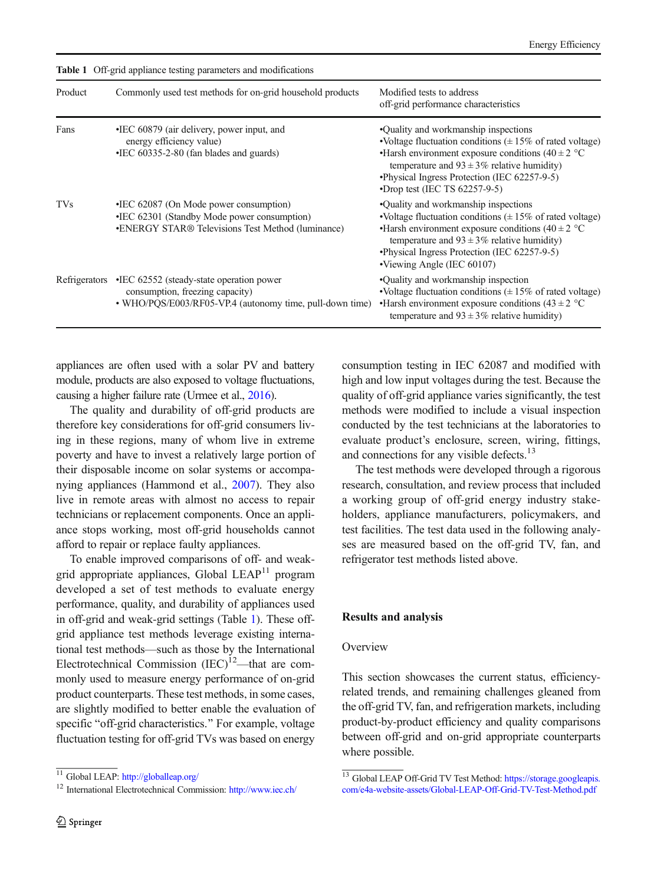Table 1 Off-grid appliance testing parameters and modifications

| Product | Commonly used test methods for on-grid household products | Modified tests to address off-grid performance characteristics |
|---|---|---|
| Fans | •IEC 60879 (air delivery, power input, and energy efficiency value)<br>•IEC 60335-2-80 (fan blades and guards) | •Quality and workmanship inspections<br>•Voltage fluctuation conditions (± 15% of rated voltage)<br>•Harsh environment exposure conditions (40 ± 2 °C temperature and 93 ± 3% relative humidity)<br>•Physical Ingress Protection (IEC 62257-9-5)<br>•Drop test (IEC TS 62257-9-5) |
| TVs | •IEC 62087 (On Mode power consumption)<br>•IEC 62301 (Standby Mode power consumption)<br>•ENERGY STAR® Televisions Test Method (luminance) | •Quality and workmanship inspections<br>•Voltage fluctuation conditions (± 15% of rated voltage)<br>•Harsh environment exposure conditions (40 ± 2 °C temperature and 93 ± 3% relative humidity)<br>•Physical Ingress Protection (IEC 62257-9-5)<br>•Viewing Angle (IEC 60107) |
| Refrigerators | •IEC 62552 (steady-state operation power consumption, freezing capacity)<br>• WHO/PQS/E003/RF05-VP.4 (autonomy time, pull-down time) | •Quality and workmanship inspection<br>•Voltage fluctuation conditions (± 15% of rated voltage)<br>•Harsh environment exposure conditions (43 ± 2 °C temperature and 93 ± 3% relative humidity) |

appliances are often used with a solar PV and battery module, products are also exposed to voltage fluctuations, causing a higher failure rate (Urmee et al., 2016).

The quality and durability of off-grid products are therefore key considerations for off-grid consumers living in these regions, many of whom live in extreme poverty and have to invest a relatively large portion of their disposable income on solar systems or accompanying appliances (Hammond et al., 2007). They also live in remote areas with almost no access to repair technicians or replacement components. Once an appliance stops working, most off-grid households cannot afford to repair or replace faulty appliances.

To enable improved comparisons of off- and weak-grid appropriate appliances, Global LEAP[11] program developed a set of test methods to evaluate energy performance, quality, and durability of appliances used in off-grid and weak-grid settings (Table 1). These off-grid appliance test methods leverage existing international test methods—such as those by the International Electrotechnical Commission (IEC)[12]—that are commonly used to measure energy performance of on-grid product counterparts. These test methods, in some cases, are slightly modified to better enable the evaluation of specific "off-grid characteristics." For example, voltage fluctuation testing for off-grid TVs was based on energy consumption testing in IEC 62087 and modified with high and low input voltages during the test. Because the quality of off-grid appliance varies significantly, the test methods were modified to include a visual inspection conducted by the test technicians at the laboratories to evaluate product's enclosure, screen, wiring, fittings, and connections for any visible defects.[13]

The test methods were developed through a rigorous research, consultation, and review process that included a working group of off-grid energy industry stakeholders, appliance manufacturers, policymakers, and test facilities. The test data used in the following analyses are measured based on the off-grid TV, fan, and refrigerator test methods listed above.

## Results and analysis

### Overview

This section showcases the current status, efficiency-related trends, and remaining challenges gleaned from the off-grid TV, fan, and refrigeration markets, including product-by-product efficiency and quality comparisons between off-grid and on-grid appropriate counterparts where possible.

[11] Global LEAP: http://globalleap.org/

[12] International Electrotechnical Commission: http://www.iec.ch/

[13] Global LEAP Off-Grid TV Test Method: https://storage.googleapis.com/e4a-website-assets/Global-LEAP-Off-Grid-TV-Test-Method.pdf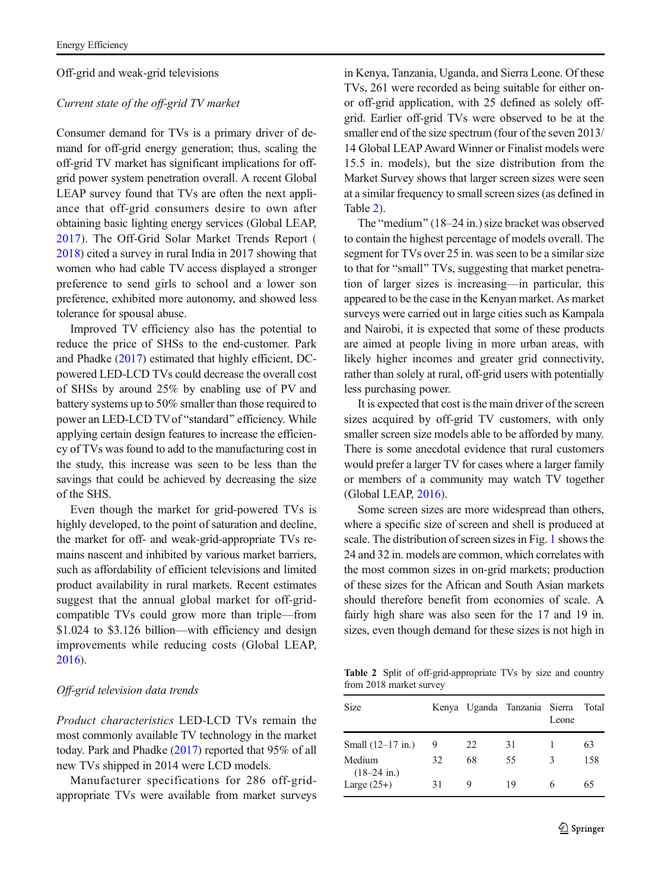## Off-grid and weak-grid televisions

### *Current state of the off-grid TV market*

Consumer demand for TVs is a primary driver of demand for off-grid energy generation; thus, scaling the off-grid TV market has significant implications for off-grid power system penetration overall. A recent Global LEAP survey found that TVs are often the next appliance that off-grid consumers desire to own after obtaining basic lighting energy services (Global LEAP, 2017). The Off-Grid Solar Market Trends Report (2018) cited a survey in rural India in 2017 showing that women who had cable TV access displayed a stronger preference to send girls to school and a lower son preference, exhibited more autonomy, and showed less tolerance for spousal abuse.

Improved TV efficiency also has the potential to reduce the price of SHSs to the end-customer. Park and Phadke (2017) estimated that highly efficient, DC-powered LED-LCD TVs could decrease the overall cost of SHSs by around 25% by enabling use of PV and battery systems up to 50% smaller than those required to power an LED-LCD TV of "standard" efficiency. While applying certain design features to increase the efficiency of TVs was found to add to the manufacturing cost in the study, this increase was seen to be less than the savings that could be achieved by decreasing the size of the SHS.

Even though the market for grid-powered TVs is highly developed, to the point of saturation and decline, the market for off- and weak-grid-appropriate TVs remains nascent and inhibited by various market barriers, such as affordability of efficient televisions and limited product availability in rural markets. Recent estimates suggest that the annual global market for off-grid-compatible TVs could grow more than triple—from \$1.024 to \$3.126 billion—with efficiency and design improvements while reducing costs (Global LEAP, 2016).

### *Off-grid television data trends*

*Product characteristics* LED-LCD TVs remain the most commonly available TV technology in the market today. Park and Phadke (2017) reported that 95% of all new TVs shipped in 2014 were LCD models.

Manufacturer specifications for 286 off-grid-appropriate TVs were available from market surveys in Kenya, Tanzania, Uganda, and Sierra Leone. Of these TVs, 261 were recorded as being suitable for either on- or off-grid application, with 25 defined as solely off-grid. Earlier off-grid TVs were observed to be at the smaller end of the size spectrum (four of the seven 2013/14 Global LEAP Award Winner or Finalist models were 15.5 in. models), but the size distribution from the Market Survey shows that larger screen sizes were seen at a similar frequency to small screen sizes (as defined in Table 2).

The "medium" (18–24 in.) size bracket was observed to contain the highest percentage of models overall. The segment for TVs over 25 in. was seen to be a similar size to that for "small" TVs, suggesting that market penetration of larger sizes is increasing—in particular, this appeared to be the case in the Kenyan market. As market surveys were carried out in large cities such as Kampala and Nairobi, it is expected that some of these products are aimed at people living in more urban areas, with likely higher incomes and greater grid connectivity, rather than solely at rural, off-grid users with potentially less purchasing power.

It is expected that cost is the main driver of the screen sizes acquired by off-grid TV customers, with only smaller screen size models able to be afforded by many. There is some anecdotal evidence that rural customers would prefer a larger TV for cases where a larger family or members of a community may watch TV together (Global LEAP, 2016).

Some screen sizes are more widespread than others, where a specific size of screen and shell is produced at scale. The distribution of screen sizes in Fig. 1 shows the 24 and 32 in. models are common, which correlates with the most common sizes in on-grid markets; production of these sizes for the African and South Asian markets should therefore benefit from economies of scale. A fairly high share was also seen for the 17 and 19 in. sizes, even though demand for these sizes is not high in

**Table 2** Split of off-grid-appropriate TVs by size and country from 2018 market survey

| Size | Kenya | Uganda | Tanzania | Sierra Leone | Total |
|---|---|---|---|---|---|
| Small (12–17 in.) | 9 | 22 | 31 | 1 | 63 |
| Medium (18–24 in.) | 32 | 68 | 55 | 3 | 158 |
| Large (25+) | 31 | 9 | 19 | 6 | 65 |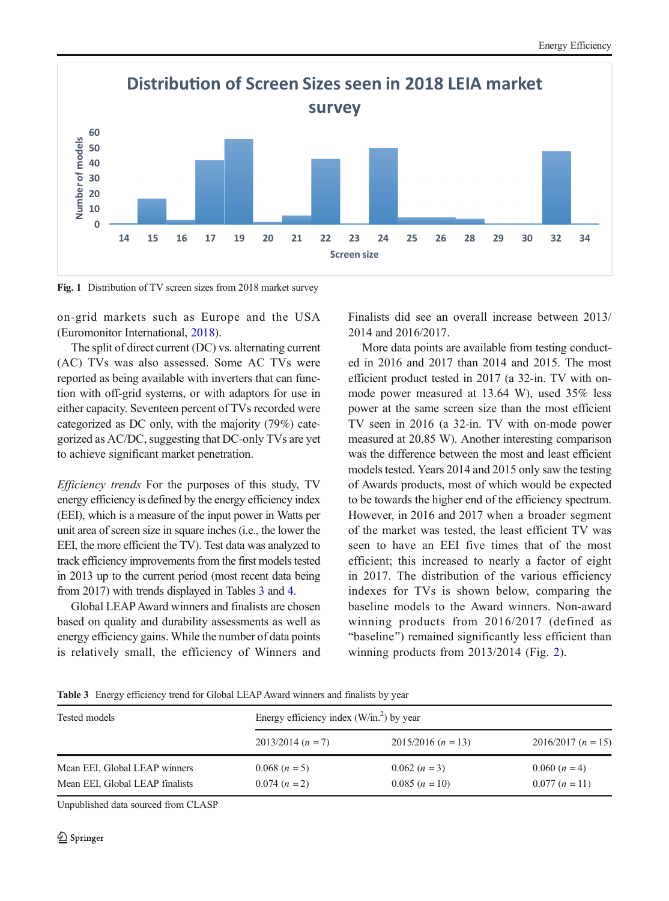Fig. 1 Distribution of TV screen sizes from 2018 market survey

on-grid markets such as Europe and the USA (Euromonitor International, 2018).

The split of direct current (DC) vs. alternating current (AC) TVs was also assessed. Some AC TVs were reported as being available with inverters that can function with off-grid systems, or with adaptors for use in either capacity. Seventeen percent of TVs recorded were categorized as DC only, with the majority (79%) categorized as AC/DC, suggesting that DC-only TVs are yet to achieve significant market penetration.

*Efficiency trends* For the purposes of this study, TV energy efficiency is defined by the energy efficiency index (EEI), which is a measure of the input power in Watts per unit area of screen size in square inches (i.e., the lower the EEI, the more efficient the TV). Test data was analyzed to track efficiency improvements from the first models tested in 2013 up to the current period (most recent data being from 2017) with trends displayed in Tables 3 and 4.

Global LEAP Award winners and finalists are chosen based on quality and durability assessments as well as energy efficiency gains. While the number of data points is relatively small, the efficiency of Winners and Finalists did see an overall increase between 2013/2014 and 2016/2017.

More data points are available from testing conducted in 2016 and 2017 than 2014 and 2015. The most efficient product tested in 2017 (a 32-in. TV with on-mode power measured at 13.64 W), used 35% less power at the same screen size than the most efficient TV seen in 2016 (a 32-in. TV with on-mode power measured at 20.85 W). Another interesting comparison was the difference between the most and least efficient models tested. Years 2014 and 2015 only saw the testing of Awards products, most of which would be expected to be towards the higher end of the efficiency spectrum. However, in 2016 and 2017 when a broader segment of the market was tested, the least efficient TV was seen to have an EEI five times that of the most efficient; this increased to nearly a factor of eight in 2017. The distribution of the various efficiency indexes for TVs is shown below, comparing the baseline models to the Award winners. Non-award winning products from 2016/2017 (defined as "baseline") remained significantly less efficient than winning products from 2013/2014 (Fig. 2).

**Table 3** Energy efficiency trend for Global LEAP Award winners and finalists by year

| Tested models | Energy efficiency index (W/in.$^2$) by year | | |
|---|---|---|---|
| | 2013/2014 ($n$ = 7) | 2015/2016 ($n$ = 13) | 2016/2017 ($n$ = 15) |
| Mean EEI, Global LEAP winners | 0.068 ($n$ = 5) | 0.062 ($n$ = 3) | 0.060 ($n$ = 4) |
| Mean EEI, Global LEAP finalists | 0.074 ($n$ = 2) | 0.085 ($n$ = 10) | 0.077 ($n$ = 11) |

Unpublished data sourced from CLASP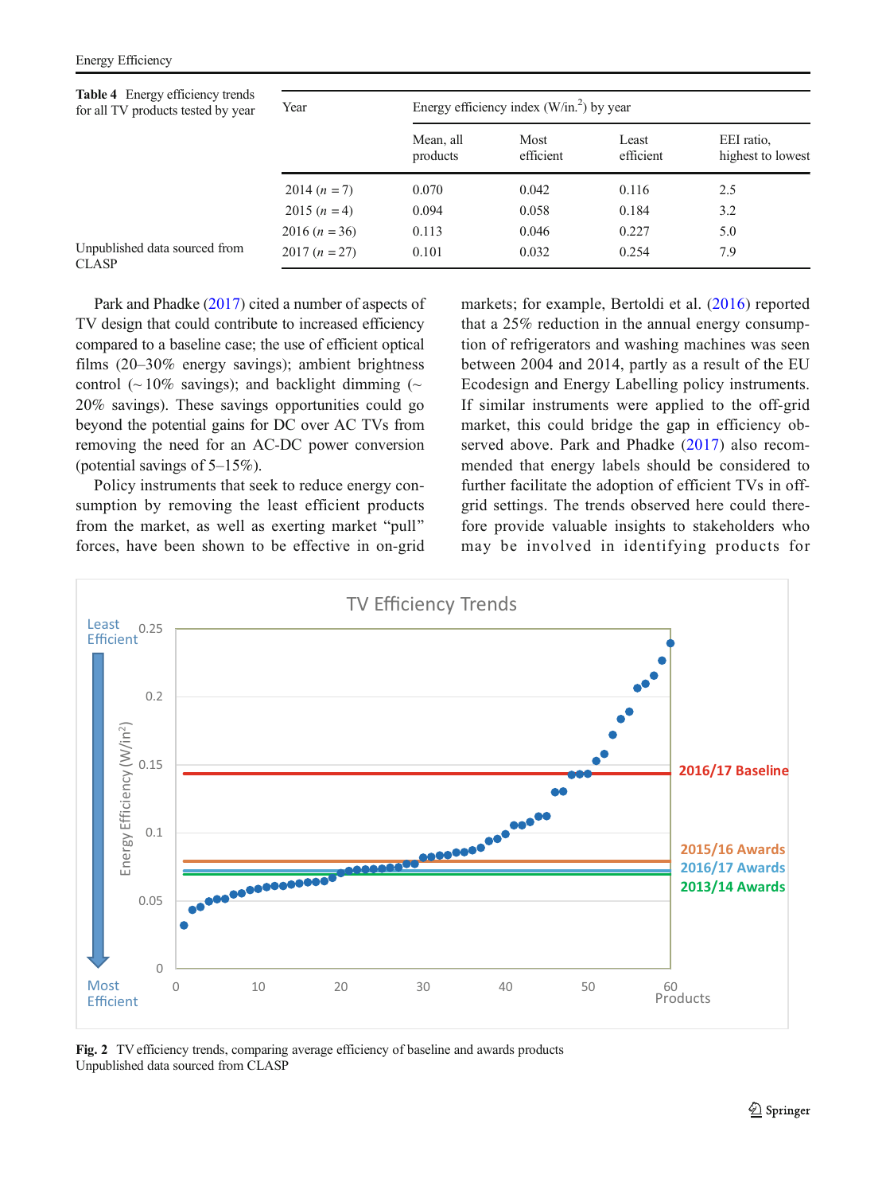**Table 4** Energy efficiency trends for all TV products tested by year

| Year | Energy efficiency index (W/in.$^2$) by year | | | |
|---|---|---|---|---|
| | Mean, all products | Most efficient | Least efficient | EEI ratio, highest to lowest |
| 2014 ($n$ = 7) | 0.070 | 0.042 | 0.116 | 2.5 |
| 2015 ($n$ = 4) | 0.094 | 0.058 | 0.184 | 3.2 |
| 2016 ($n$ = 36) | 0.113 | 0.046 | 0.227 | 5.0 |
| 2017 ($n$ = 27) | 0.101 | 0.032 | 0.254 | 7.9 |

Unpublished data sourced from CLASP

Park and Phadke (2017) cited a number of aspects of TV design that could contribute to increased efficiency compared to a baseline case; the use of efficient optical films (20–30% energy savings); ambient brightness control (~ 10% savings); and backlight dimming (~ 20% savings). These savings opportunities could go beyond the potential gains for DC over AC TVs from removing the need for an AC-DC power conversion (potential savings of 5–15%).

Policy instruments that seek to reduce energy consumption by removing the least efficient products from the market, as well as exerting market "pull" forces, have been shown to be effective in on-grid markets; for example, Bertoldi et al. (2016) reported that a 25% reduction in the annual energy consumption of refrigerators and washing machines was seen between 2004 and 2014, partly as a result of the EU Ecodesign and Energy Labelling policy instruments. If similar instruments were applied to the off-grid market, this could bridge the gap in efficiency observed above. Park and Phadke (2017) also recommended that energy labels should be considered to further facilitate the adoption of efficient TVs in off-grid settings. The trends observed here could therefore provide valuable insights to stakeholders who may be involved in identifying products for

**Fig. 2** TV efficiency trends, comparing average efficiency of baseline and awards products
Unpublished data sourced from CLASP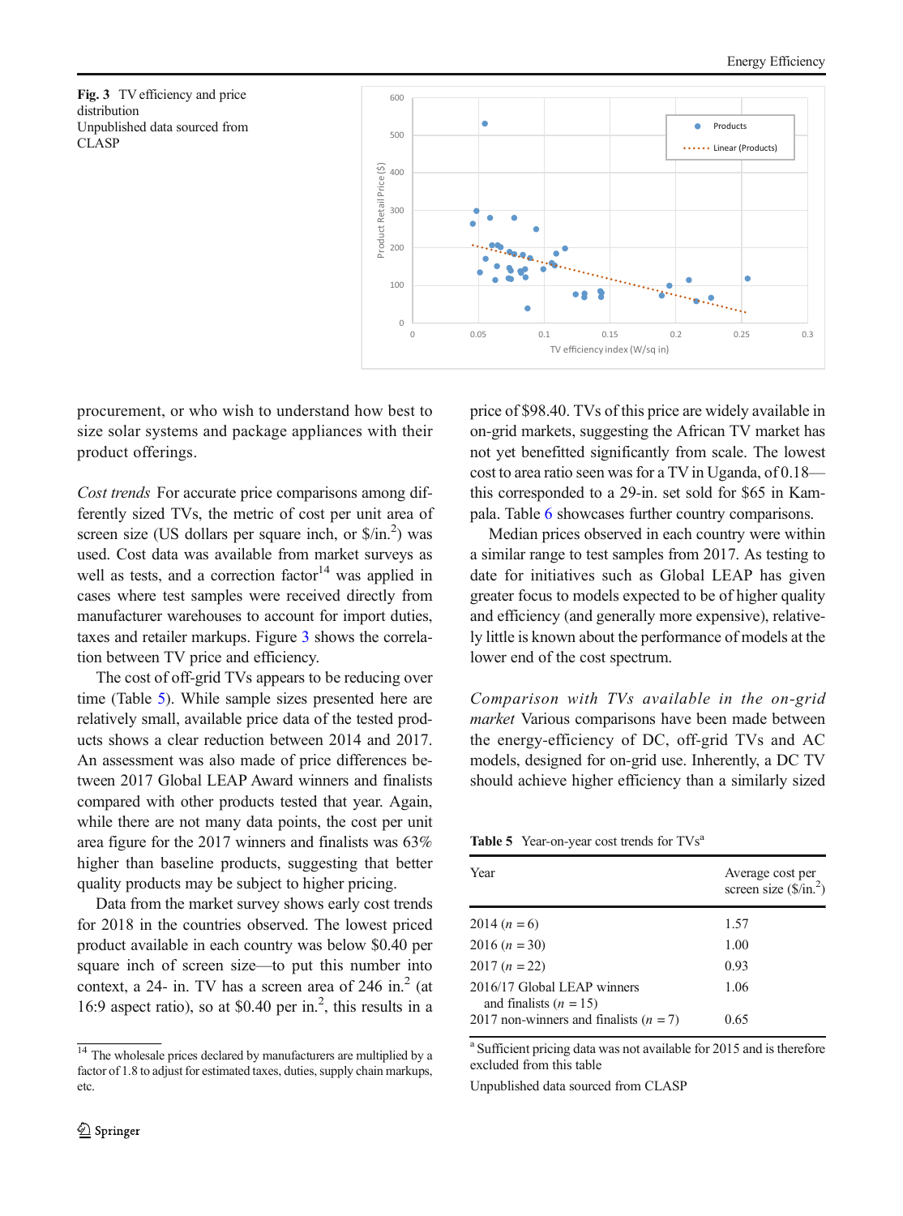**Fig. 3** TV efficiency and price distribution
Unpublished data sourced from CLASP

procurement, or who wish to understand how best to size solar systems and package appliances with their product offerings.

*Cost trends* For accurate price comparisons among differently sized TVs, the metric of cost per unit area of screen size (US dollars per square inch, or $/in.$^2$) was used. Cost data was available from market surveys as well as tests, and a correction factor[14] was applied in cases where test samples were received directly from manufacturer warehouses to account for import duties, taxes and retailer markups. Figure 3 shows the correlation between TV price and efficiency.

The cost of off-grid TVs appears to be reducing over time (Table 5). While sample sizes presented here are relatively small, available price data of the tested products shows a clear reduction between 2014 and 2017. An assessment was also made of price differences between 2017 Global LEAP Award winners and finalists compared with other products tested that year. Again, while there are not many data points, the cost per unit area figure for the 2017 winners and finalists was 63% higher than baseline products, suggesting that better quality products may be subject to higher pricing.

Data from the market survey shows early cost trends for 2018 in the countries observed. The lowest priced product available in each country was below $0.40 per square inch of screen size—to put this number into context, a 24- in. TV has a screen area of 246 in.$^2$ (at 16:9 aspect ratio), so at $0.40 per in.$^2$, this results in a price of $98.40. TVs of this price are widely available in on-grid markets, suggesting the African TV market has not yet benefitted significantly from scale. The lowest cost to area ratio seen was for a TV in Uganda, of 0.18—this corresponded to a 29-in. set sold for $65 in Kampala. Table 6 showcases further country comparisons.

Median prices observed in each country were within a similar range to test samples from 2017. As testing to date for initiatives such as Global LEAP has given greater focus to models expected to be of higher quality and efficiency (and generally more expensive), relatively little is known about the performance of models at the lower end of the cost spectrum.

*Comparison with TVs available in the on-grid market* Various comparisons have been made between the energy-efficiency of DC, off-grid TVs and AC models, designed for on-grid use. Inherently, a DC TV should achieve higher efficiency than a similarly sized

**Table 5** Year-on-year cost trends for TVs[a]

| Year | Average cost per screen size ($/in.$^2$) |
|---|---|
| 2014 ($n$ = 6) | 1.57 |
| 2016 ($n$ = 30) | 1.00 |
| 2017 ($n$ = 22) | 0.93 |
| 2016/17 Global LEAP winners and finalists ($n$ = 15) | 1.06 |
| 2017 non-winners and finalists ($n$ = 7) | 0.65 |

[a] Sufficient pricing data was not available for 2015 and is therefore excluded from this table

Unpublished data sourced from CLASP

[14] The wholesale prices declared by manufacturers are multiplied by a factor of 1.8 to adjust for estimated taxes, duties, supply chain markups, etc.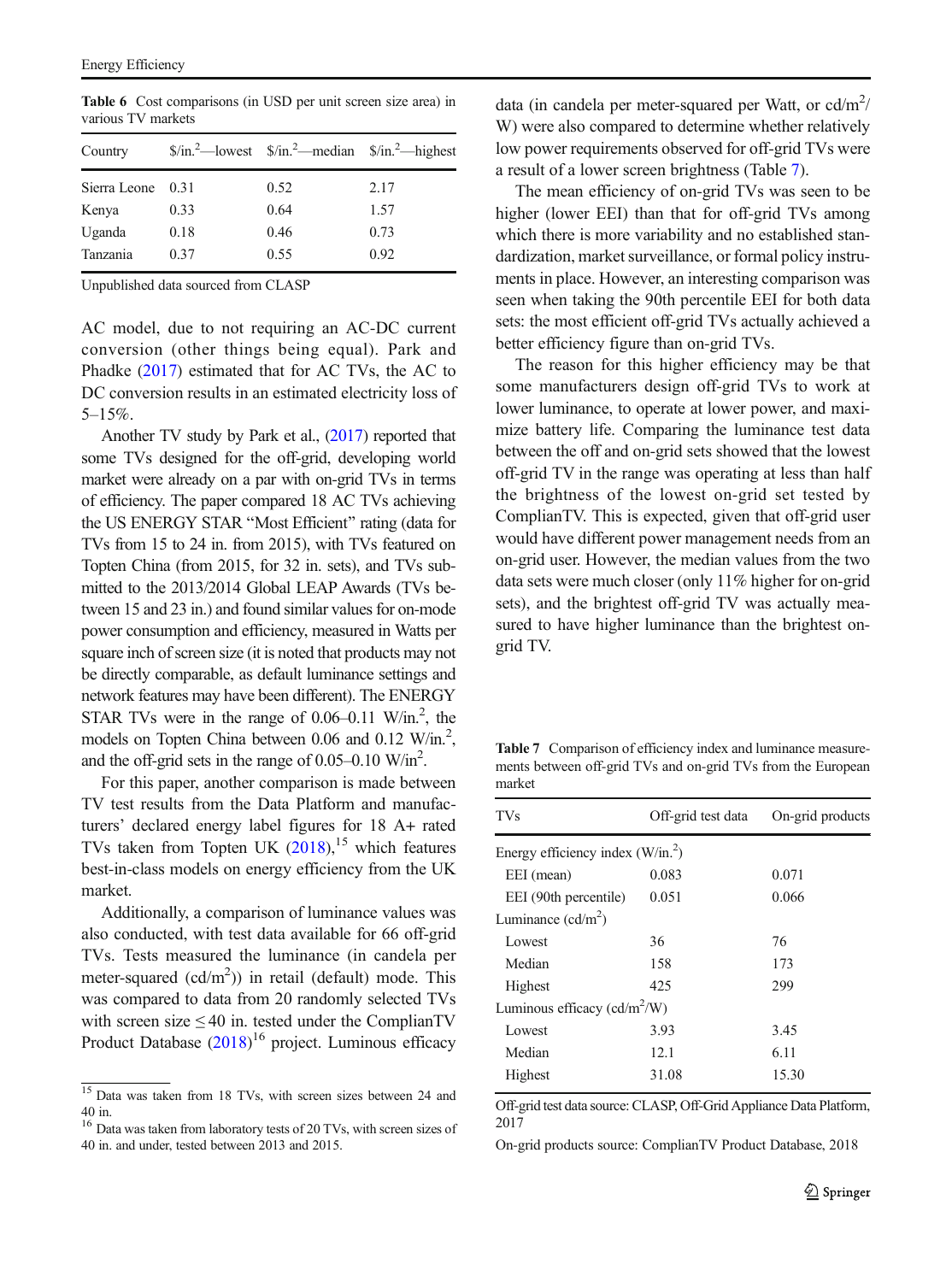**Table 6** Cost comparisons (in USD per unit screen size area) in various TV markets

| Country | \$/in.$^2$—lowest | \$/in.$^2$—median | \$/in.$^2$—highest |
|---|---|---|---|
| Sierra Leone | 0.31 | 0.52 | 2.17 |
| Kenya | 0.33 | 0.64 | 1.57 |
| Uganda | 0.18 | 0.46 | 0.73 |
| Tanzania | 0.37 | 0.55 | 0.92 |

Unpublished data sourced from CLASP

AC model, due to not requiring an AC-DC current conversion (other things being equal). Park and Phadke (2017) estimated that for AC TVs, the AC to DC conversion results in an estimated electricity loss of 5–15%.

Another TV study by Park et al., (2017) reported that some TVs designed for the off-grid, developing world market were already on a par with on-grid TVs in terms of efficiency. The paper compared 18 AC TVs achieving the US ENERGY STAR "Most Efficient" rating (data for TVs from 15 to 24 in. from 2015), with TVs featured on Topten China (from 2015, for 32 in. sets), and TVs submitted to the 2013/2014 Global LEAP Awards (TVs between 15 and 23 in.) and found similar values for on-mode power consumption and efficiency, measured in Watts per square inch of screen size (it is noted that products may not be directly comparable, as default luminance settings and network features may have been different). The ENERGY STAR TVs were in the range of 0.06–0.11 W/in.$^2$, the models on Topten China between 0.06 and 0.12 W/in.$^2$, and the off-grid sets in the range of 0.05–0.10 W/in$^2$.

For this paper, another comparison is made between TV test results from the Data Platform and manufacturers' declared energy label figures for 18 A+ rated TVs taken from Topten UK (2018),[15] which features best-in-class models on energy efficiency from the UK market.

Additionally, a comparison of luminance values was also conducted, with test data available for 66 off-grid TVs. Tests measured the luminance (in candela per meter-squared (cd/m$^2$)) in retail (default) mode. This was compared to data from 20 randomly selected TVs with screen size ≤ 40 in. tested under the ComplianTV Product Database (2018)[16] project. Luminous efficacy data (in candela per meter-squared per Watt, or cd/m$^2$/W) were also compared to determine whether relatively low power requirements observed for off-grid TVs were a result of a lower screen brightness (Table 7).

The mean efficiency of on-grid TVs was seen to be higher (lower EEI) than that for off-grid TVs among which there is more variability and no established standardization, market surveillance, or formal policy instruments in place. However, an interesting comparison was seen when taking the 90th percentile EEI for both data sets: the most efficient off-grid TVs actually achieved a better efficiency figure than on-grid TVs.

The reason for this higher efficiency may be that some manufacturers design off-grid TVs to work at lower luminance, to operate at lower power, and maximize battery life. Comparing the luminance test data between the off and on-grid sets showed that the lowest off-grid TV in the range was operating at less than half the brightness of the lowest on-grid set tested by ComplianTV. This is expected, given that off-grid user would have different power management needs from an on-grid user. However, the median values from the two data sets were much closer (only 11% higher for on-grid sets), and the brightest off-grid TV was actually measured to have higher luminance than the brightest on-grid TV.

**Table 7** Comparison of efficiency index and luminance measurements between off-grid TVs and on-grid TVs from the European market

| TVs | Off-grid test data | On-grid products |
|---|---|---|
| Energy efficiency index (W/in.$^2$) | | |
| EEI (mean) | 0.083 | 0.071 |
| EEI (90th percentile) | 0.051 | 0.066 |
| Luminance (cd/m$^2$) | | |
| Lowest | 36 | 76 |
| Median | 158 | 173 |
| Highest | 425 | 299 |
| Luminous efficacy (cd/m$^2$/W) | | |
| Lowest | 3.93 | 3.45 |
| Median | 12.1 | 6.11 |
| Highest | 31.08 | 15.30 |

Off-grid test data source: CLASP, Off-Grid Appliance Data Platform, 2017

On-grid products source: ComplianTV Product Database, 2018

[15] Data was taken from 18 TVs, with screen sizes between 24 and 40 in.

[16] Data was taken from laboratory tests of 20 TVs, with screen sizes of 40 in. and under, tested between 2013 and 2015.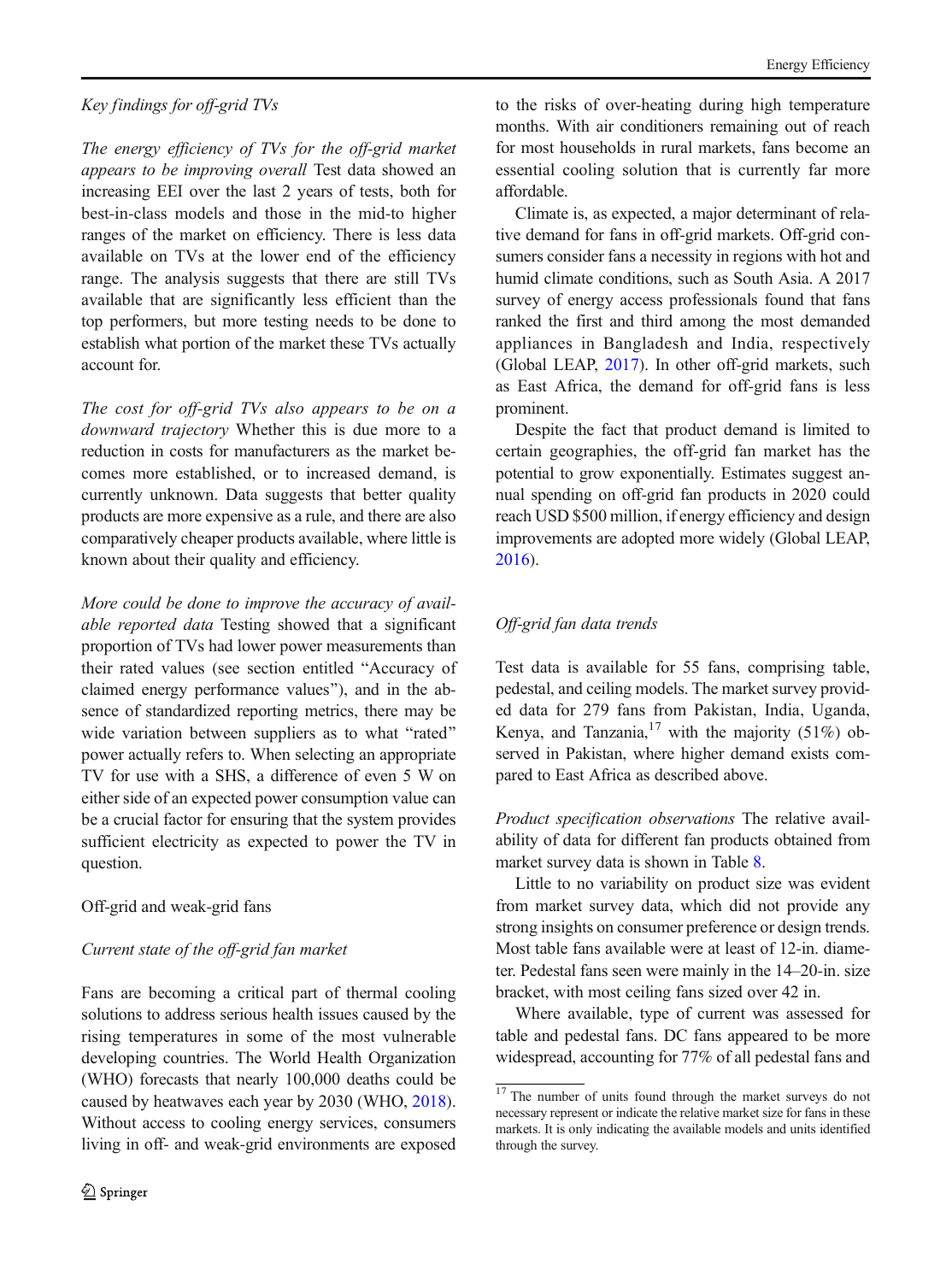*Key findings for off-grid TVs*

*The energy efficiency of TVs for the off-grid market appears to be improving overall* Test data showed an increasing EEI over the last 2 years of tests, both for best-in-class models and those in the mid-to higher ranges of the market on efficiency. There is less data available on TVs at the lower end of the efficiency range. The analysis suggests that there are still TVs available that are significantly less efficient than the top performers, but more testing needs to be done to establish what portion of the market these TVs actually account for.

*The cost for off-grid TVs also appears to be on a downward trajectory* Whether this is due more to a reduction in costs for manufacturers as the market becomes more established, or to increased demand, is currently unknown. Data suggests that better quality products are more expensive as a rule, and there are also comparatively cheaper products available, where little is known about their quality and efficiency.

*More could be done to improve the accuracy of available reported data* Testing showed that a significant proportion of TVs had lower power measurements than their rated values (see section entitled "Accuracy of claimed energy performance values"), and in the absence of standardized reporting metrics, there may be wide variation between suppliers as to what "rated" power actually refers to. When selecting an appropriate TV for use with a SHS, a difference of even 5 W on either side of an expected power consumption value can be a crucial factor for ensuring that the system provides sufficient electricity as expected to power the TV in question.

## Off-grid and weak-grid fans

*Current state of the off-grid fan market*

Fans are becoming a critical part of thermal cooling solutions to address serious health issues caused by the rising temperatures in some of the most vulnerable developing countries. The World Health Organization (WHO) forecasts that nearly 100,000 deaths could be caused by heatwaves each year by 2030 (WHO, 2018). Without access to cooling energy services, consumers living in off- and weak-grid environments are exposed to the risks of over-heating during high temperature months. With air conditioners remaining out of reach for most households in rural markets, fans become an essential cooling solution that is currently far more affordable.

Climate is, as expected, a major determinant of relative demand for fans in off-grid markets. Off-grid consumers consider fans a necessity in regions with hot and humid climate conditions, such as South Asia. A 2017 survey of energy access professionals found that fans ranked the first and third among the most demanded appliances in Bangladesh and India, respectively (Global LEAP, 2017). In other off-grid markets, such as East Africa, the demand for off-grid fans is less prominent.

Despite the fact that product demand is limited to certain geographies, the off-grid fan market has the potential to grow exponentially. Estimates suggest annual spending on off-grid fan products in 2020 could reach USD $500 million, if energy efficiency and design improvements are adopted more widely (Global LEAP, 2016).

*Off-grid fan data trends*

Test data is available for 55 fans, comprising table, pedestal, and ceiling models. The market survey provided data for 279 fans from Pakistan, India, Uganda, Kenya, and Tanzania,[17] with the majority (51%) observed in Pakistan, where higher demand exists compared to East Africa as described above.

*Product specification observations* The relative availability of data for different fan products obtained from market survey data is shown in Table 8.

Little to no variability on product size was evident from market survey data, which did not provide any strong insights on consumer preference or design trends. Most table fans available were at least of 12-in. diameter. Pedestal fans seen were mainly in the 14–20-in. size bracket, with most ceiling fans sized over 42 in.

Where available, type of current was assessed for table and pedestal fans. DC fans appeared to be more widespread, accounting for 77% of all pedestal fans and

[17] The number of units found through the market surveys do not necessary represent or indicate the relative market size for fans in these markets. It is only indicating the available models and units identified through the survey.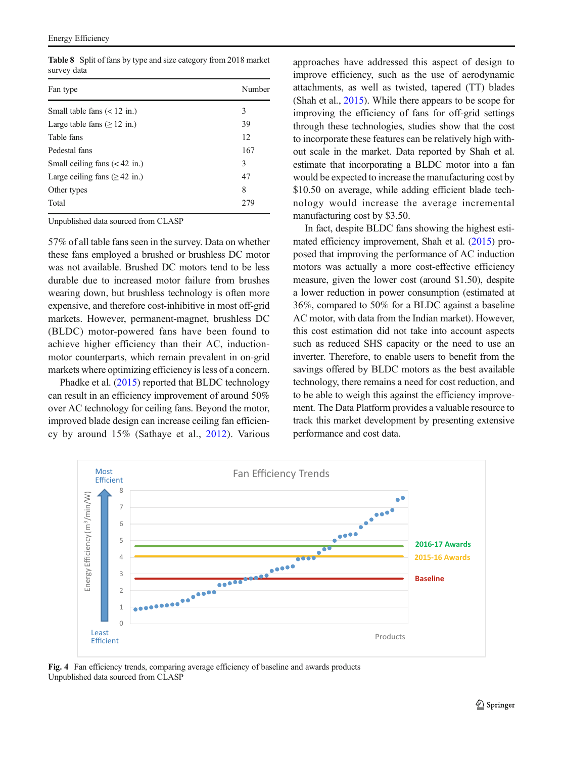**Table 8** Split of fans by type and size category from 2018 market survey data

| Fan type | Number |
|---|---|
| Small table fans (< 12 in.) | 3 |
| Large table fans (≥ 12 in.) | 39 |
| Table fans | 12 |
| Pedestal fans | 167 |
| Small ceiling fans (< 42 in.) | 3 |
| Large ceiling fans (≥ 42 in.) | 47 |
| Other types | 8 |
| Total | 279 |

Unpublished data sourced from CLASP

57% of all table fans seen in the survey. Data on whether these fans employed a brushed or brushless DC motor was not available. Brushed DC motors tend to be less durable due to increased motor failure from brushes wearing down, but brushless technology is often more expensive, and therefore cost-inhibitive in most off-grid markets. However, permanent-magnet, brushless DC (BLDC) motor-powered fans have been found to achieve higher efficiency than their AC, induction-motor counterparts, which remain prevalent in on-grid markets where optimizing efficiency is less of a concern.

Phadke et al. (2015) reported that BLDC technology can result in an efficiency improvement of around 50% over AC technology for ceiling fans. Beyond the motor, improved blade design can increase ceiling fan efficiency by around 15% (Sathaye et al., 2012). Various approaches have addressed this aspect of design to improve efficiency, such as the use of aerodynamic attachments, as well as twisted, tapered (TT) blades (Shah et al., 2015). While there appears to be scope for improving the efficiency of fans for off-grid settings through these technologies, studies show that the cost to incorporate these features can be relatively high without scale in the market. Data reported by Shah et al. estimate that incorporating a BLDC motor into a fan would be expected to increase the manufacturing cost by $10.50 on average, while adding efficient blade technology would increase the average incremental manufacturing cost by $3.50.

In fact, despite BLDC fans showing the highest estimated efficiency improvement, Shah et al. (2015) proposed that improving the performance of AC induction motors was actually a more cost-effective efficiency measure, given the lower cost (around $1.50), despite a lower reduction in power consumption (estimated at 36%, compared to 50% for a BLDC against a baseline AC motor, with data from the Indian market). However, this cost estimation did not take into account aspects such as reduced SHS capacity or the need to use an inverter. Therefore, to enable users to benefit from the savings offered by BLDC motors as the best available technology, there remains a need for cost reduction, and to be able to weigh this against the efficiency improvement. The Data Platform provides a valuable resource to track this market development by presenting extensive performance and cost data.

**Fig. 4** Fan efficiency trends, comparing average efficiency of baseline and awards products
Unpublished data sourced from CLASP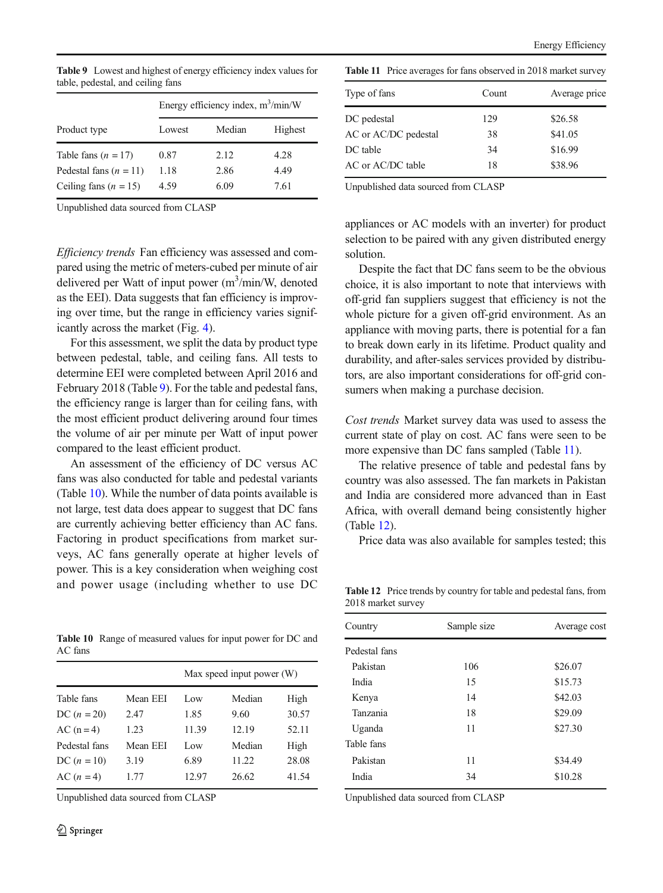**Table 9** Lowest and highest of energy efficiency index values for table, pedestal, and ceiling fans

| Product type | Energy efficiency index, $m^3$/min/W | | |
|---|---|---|---|
| | Lowest | Median | Highest |
| Table fans ($n$ = 17) | 0.87 | 2.12 | 4.28 |
| Pedestal fans ($n$ = 11) | 1.18 | 2.86 | 4.49 |
| Ceiling fans ($n$ = 15) | 4.59 | 6.09 | 7.61 |

Unpublished data sourced from CLASP

*Efficiency trends* Fan efficiency was assessed and compared using the metric of meters-cubed per minute of air delivered per Watt of input power ($m^3$/min/W, denoted as the EEI). Data suggests that fan efficiency is improving over time, but the range in efficiency varies significantly across the market (Fig. 4).

For this assessment, we split the data by product type between pedestal, table, and ceiling fans. All tests to determine EEI were completed between April 2016 and February 2018 (Table 9). For the table and pedestal fans, the efficiency range is larger than for ceiling fans, with the most efficient product delivering around four times the volume of air per minute per Watt of input power compared to the least efficient product.

An assessment of the efficiency of DC versus AC fans was also conducted for table and pedestal variants (Table 10). While the number of data points available is not large, test data does appear to suggest that DC fans are currently achieving better efficiency than AC fans. Factoring in product specifications from market surveys, AC fans generally operate at higher levels of power. This is a key consideration when weighing cost and power usage (including whether to use DC appliances or AC models with an inverter) for product selection to be paired with any given distributed energy solution.

Despite the fact that DC fans seem to be the obvious choice, it is also important to note that interviews with off-grid fan suppliers suggest that efficiency is not the whole picture for a given off-grid environment. As an appliance with moving parts, there is potential for a fan to break down early in its lifetime. Product quality and durability, and after-sales services provided by distributors, are also important considerations for off-grid consumers when making a purchase decision.

**Table 10** Range of measured values for input power for DC and AC fans

| | | Max speed input power (W) | | |
|---|---|---|---|---|
| Table fans | Mean EEI | Low | Median | High |
| DC ($n$ = 20) | 2.47 | 1.85 | 9.60 | 30.57 |
| AC (n = 4) | 1.23 | 11.39 | 12.19 | 52.11 |
| Pedestal fans | Mean EEI | Low | Median | High |
| DC ($n$ = 10) | 3.19 | 6.89 | 11.22 | 28.08 |
| AC ($n$ = 4) | 1.77 | 12.97 | 26.62 | 41.54 |

Unpublished data sourced from CLASP

**Table 11** Price averages for fans observed in 2018 market survey

| Type of fans | Count | Average price |
|---|---|---|
| DC pedestal | 129 | $26.58 |
| AC or AC/DC pedestal | 38 | $41.05 |
| DC table | 34 | $16.99 |
| AC or AC/DC table | 18 | $38.96 |

Unpublished data sourced from CLASP

*Cost trends* Market survey data was used to assess the current state of play on cost. AC fans were seen to be more expensive than DC fans sampled (Table 11).

The relative presence of table and pedestal fans by country was also assessed. The fan markets in Pakistan and India are considered more advanced than in East Africa, with overall demand being consistently higher (Table 12).

Price data was also available for samples tested; this

**Table 12** Price trends by country for table and pedestal fans, from 2018 market survey

| Country | Sample size | Average cost |
|---|---|---|
| Pedestal fans | | |
| Pakistan | 106 | $26.07 |
| India | 15 | $15.73 |
| Kenya | 14 | $42.03 |
| Tanzania | 18 | $29.09 |
| Uganda | 11 | $27.30 |
| Table fans | | |
| Pakistan | 11 | $34.49 |
| India | 34 | $10.28 |

Unpublished data sourced from CLASP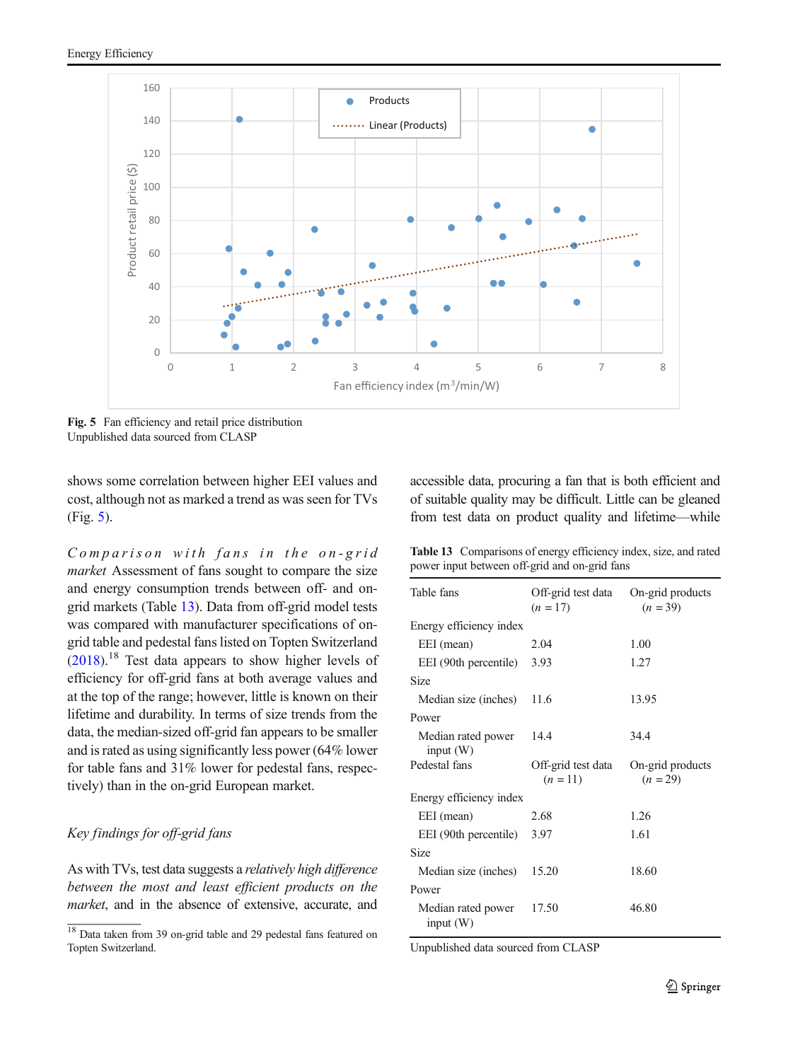Fig. 5 Fan efficiency and retail price distribution
Unpublished data sourced from CLASP

shows some correlation between higher EEI values and cost, although not as marked a trend as was seen for TVs (Fig. 5).

*Comparison with fans in the on-grid market* Assessment of fans sought to compare the size and energy consumption trends between off- and on-grid markets (Table 13). Data from off-grid model tests was compared with manufacturer specifications of on-grid table and pedestal fans listed on Topten Switzerland (2018).[18] Test data appears to show higher levels of efficiency for off-grid fans at both average values and at the top of the range; however, little is known on their lifetime and durability. In terms of size trends from the data, the median-sized off-grid fan appears to be smaller and is rated as using significantly less power (64% lower for table fans and 31% lower for pedestal fans, respectively) than in the on-grid European market.

*Key findings for off-grid fans*

As with TVs, test data suggests a *relatively high difference between the most and least efficient products on the market*, and in the absence of extensive, accurate, and accessible data, procuring a fan that is both efficient and of suitable quality may be difficult. Little can be gleaned from test data on product quality and lifetime—while

**Table 13** Comparisons of energy efficiency index, size, and rated power input between off-grid and on-grid fans

| Table fans | Off-grid test data ($n$ = 17) | On-grid products ($n$ = 39) |
|---|---|---|
| Energy efficiency index | | |
| EEI (mean) | 2.04 | 1.00 |
| EEI (90th percentile) | 3.93 | 1.27 |
| Size | | |
| Median size (inches) | 11.6 | 13.95 |
| Power | | |
| Median rated power input (W) | 14.4 | 34.4 |
| **Pedestal fans** | **Off-grid test data ($n$ = 11)** | **On-grid products ($n$ = 29)** |
| Energy efficiency index | | |
| EEI (mean) | 2.68 | 1.26 |
| EEI (90th percentile) | 3.97 | 1.61 |
| Size | | |
| Median size (inches) | 15.20 | 18.60 |
| Power | | |
| Median rated power input (W) | 17.50 | 46.80 |

Unpublished data sourced from CLASP

[18] Data taken from 39 on-grid table and 29 pedestal fans featured on Topten Switzerland.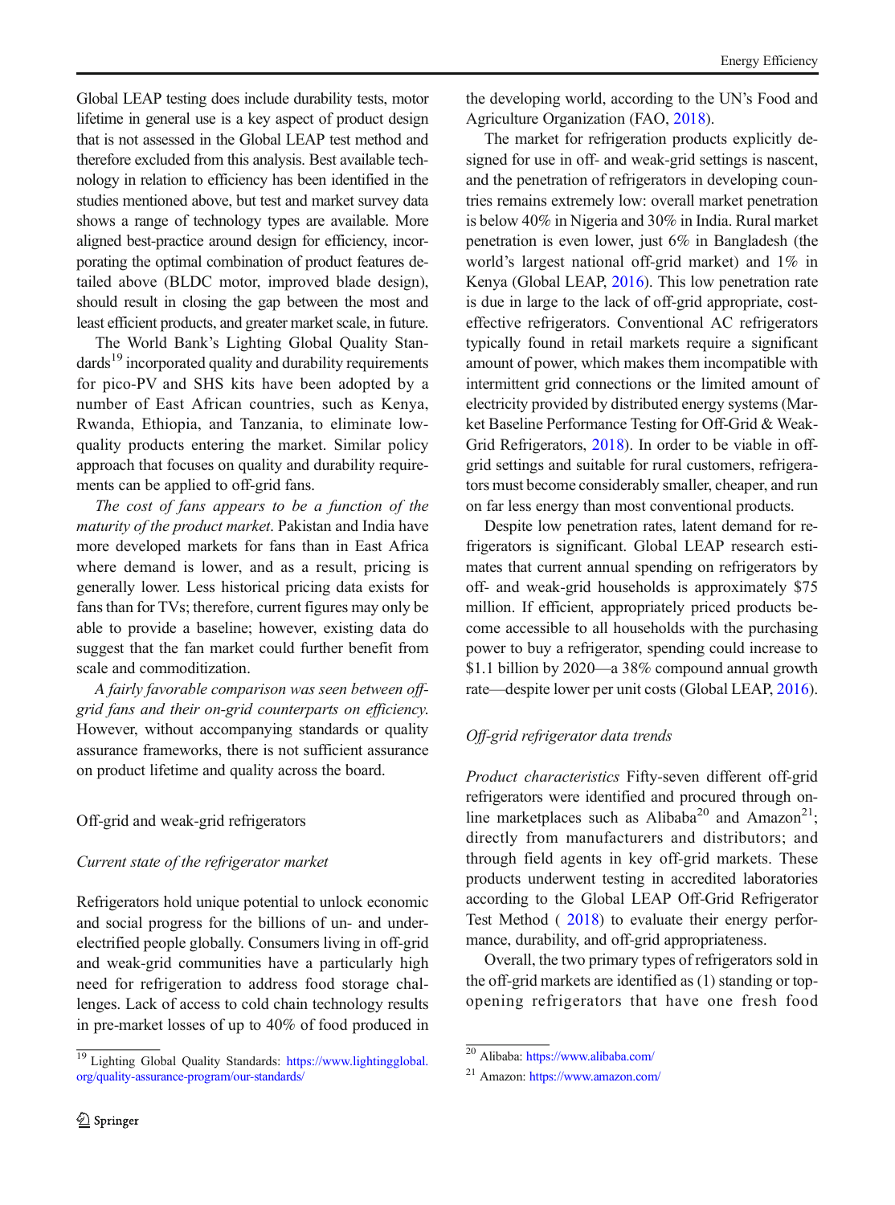Global LEAP testing does include durability tests, motor lifetime in general use is a key aspect of product design that is not assessed in the Global LEAP test method and therefore excluded from this analysis. Best available technology in relation to efficiency has been identified in the studies mentioned above, but test and market survey data shows a range of technology types are available. More aligned best-practice around design for efficiency, incorporating the optimal combination of product features detailed above (BLDC motor, improved blade design), should result in closing the gap between the most and least efficient products, and greater market scale, in future.

The World Bank's Lighting Global Quality Standards[19] incorporated quality and durability requirements for pico-PV and SHS kits have been adopted by a number of East African countries, such as Kenya, Rwanda, Ethiopia, and Tanzania, to eliminate low-quality products entering the market. Similar policy approach that focuses on quality and durability requirements can be applied to off-grid fans.

*The cost of fans appears to be a function of the maturity of the product market*. Pakistan and India have more developed markets for fans than in East Africa where demand is lower, and as a result, pricing is generally lower. Less historical pricing data exists for fans than for TVs; therefore, current figures may only be able to provide a baseline; however, existing data do suggest that the fan market could further benefit from scale and commoditization.

*A fairly favorable comparison was seen between off-grid fans and their on-grid counterparts on efficiency*. However, without accompanying standards or quality assurance frameworks, there is not sufficient assurance on product lifetime and quality across the board.

## Off-grid and weak-grid refrigerators

### *Current state of the refrigerator market*

Refrigerators hold unique potential to unlock economic and social progress for the billions of un- and under-electrified people globally. Consumers living in off-grid and weak-grid communities have a particularly high need for refrigeration to address food storage challenges. Lack of access to cold chain technology results in pre-market losses of up to 40% of food produced in the developing world, according to the UN's Food and Agriculture Organization (FAO, 2018).

The market for refrigeration products explicitly designed for use in off- and weak-grid settings is nascent, and the penetration of refrigerators in developing countries remains extremely low: overall market penetration is below 40% in Nigeria and 30% in India. Rural market penetration is even lower, just 6% in Bangladesh (the world's largest national off-grid market) and 1% in Kenya (Global LEAP, 2016). This low penetration rate is due in large to the lack of off-grid appropriate, cost-effective refrigerators. Conventional AC refrigerators typically found in retail markets require a significant amount of power, which makes them incompatible with intermittent grid connections or the limited amount of electricity provided by distributed energy systems (Market Baseline Performance Testing for Off-Grid & Weak-Grid Refrigerators, 2018). In order to be viable in off-grid settings and suitable for rural customers, refrigerators must become considerably smaller, cheaper, and run on far less energy than most conventional products.

Despite low penetration rates, latent demand for refrigerators is significant. Global LEAP research estimates that current annual spending on refrigerators by off- and weak-grid households is approximately $75 million. If efficient, appropriately priced products become accessible to all households with the purchasing power to buy a refrigerator, spending could increase to $1.1 billion by 2020—a 38% compound annual growth rate—despite lower per unit costs (Global LEAP, 2016).

### *Off-grid refrigerator data trends*

*Product characteristics* Fifty-seven different off-grid refrigerators were identified and procured through online marketplaces such as Alibaba[20] and Amazon[21]; directly from manufacturers and distributors; and through field agents in key off-grid markets. These products underwent testing in accredited laboratories according to the Global LEAP Off-Grid Refrigerator Test Method ( 2018) to evaluate their energy performance, durability, and off-grid appropriateness.

Overall, the two primary types of refrigerators sold in the off-grid markets are identified as (1) standing or top-opening refrigerators that have one fresh food

[19] Lighting Global Quality Standards: https://www.lightingglobal.org/quality-assurance-program/our-standards/

[20] Alibaba: https://www.alibaba.com/

[21] Amazon: https://www.amazon.com/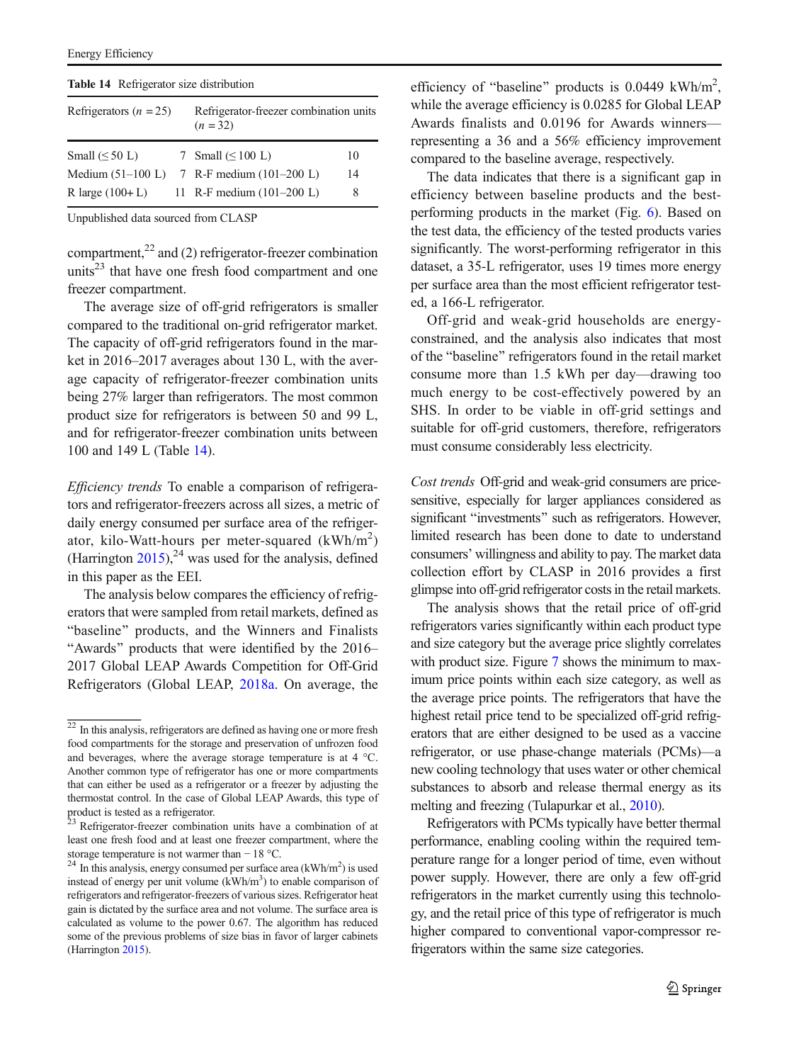**Table 14** Refrigerator size distribution

| Refrigerators ($n$ = 25) | | Refrigerator-freezer combination units ($n$ = 32) | |
|---|---|---|---|
| Small (≤ 50 L) | 7 | Small (≤ 100 L) | 10 |
| Medium (51–100 L) | 7 | R-F medium (101–200 L) | 14 |
| R large (100+ L) | 11 | R-F medium (101–200 L) | 8 |

Unpublished data sourced from CLASP

compartment,[22] and (2) refrigerator-freezer combination units[23] that have one fresh food compartment and one freezer compartment.

The average size of off-grid refrigerators is smaller compared to the traditional on-grid refrigerator market. The capacity of off-grid refrigerators found in the market in 2016–2017 averages about 130 L, with the average capacity of refrigerator-freezer combination units being 27% larger than refrigerators. The most common product size for refrigerators is between 50 and 99 L, and for refrigerator-freezer combination units between 100 and 149 L (Table 14).

*Efficiency trends* To enable a comparison of refrigerators and refrigerator-freezers across all sizes, a metric of daily energy consumed per surface area of the refrigerator, kilo-Watt-hours per meter-squared (kWh/m$^2$) (Harrington 2015),[24] was used for the analysis, defined in this paper as the EEI.

The analysis below compares the efficiency of refrigerators that were sampled from retail markets, defined as "baseline" products, and the Winners and Finalists "Awards" products that were identified by the 2016–2017 Global LEAP Awards Competition for Off-Grid Refrigerators (Global LEAP, 2018a. On average, the efficiency of "baseline" products is 0.0449 kWh/m$^2$, while the average efficiency is 0.0285 for Global LEAP Awards finalists and 0.0196 for Awards winners—representing a 36 and a 56% efficiency improvement compared to the baseline average, respectively.

The data indicates that there is a significant gap in efficiency between baseline products and the best-performing products in the market (Fig. 6). Based on the test data, the efficiency of the tested products varies significantly. The worst-performing refrigerator in this dataset, a 35-L refrigerator, uses 19 times more energy per surface area than the most efficient refrigerator tested, a 166-L refrigerator.

Off-grid and weak-grid households are energy-constrained, and the analysis also indicates that most of the "baseline" refrigerators found in the retail market consume more than 1.5 kWh per day—drawing too much energy to be cost-effectively powered by an SHS. In order to be viable in off-grid settings and suitable for off-grid customers, therefore, refrigerators must consume considerably less electricity.

*Cost trends* Off-grid and weak-grid consumers are price-sensitive, especially for larger appliances considered as significant "investments" such as refrigerators. However, limited research has been done to date to understand consumers' willingness and ability to pay. The market data collection effort by CLASP in 2016 provides a first glimpse into off-grid refrigerator costs in the retail markets.

The analysis shows that the retail price of off-grid refrigerators varies significantly within each product type and size category but the average price slightly correlates with product size. Figure 7 shows the minimum to maximum price points within each size category, as well as the average price points. The refrigerators that have the highest retail price tend to be specialized off-grid refrigerators that are either designed to be used as a vaccine refrigerator, or use phase-change materials (PCMs)—a new cooling technology that uses water or other chemical substances to absorb and release thermal energy as its melting and freezing (Tulapurkar et al., 2010).

Refrigerators with PCMs typically have better thermal performance, enabling cooling within the required temperature range for a longer period of time, even without power supply. However, there are only a few off-grid refrigerators in the market currently using this technology, and the retail price of this type of refrigerator is much higher compared to conventional vapor-compressor refrigerators within the same size categories.

---

[22] In this analysis, refrigerators are defined as having one or more fresh food compartments for the storage and preservation of unfrozen food and beverages, where the average storage temperature is at 4 °C. Another common type of refrigerator has one or more compartments that can either be used as a refrigerator or a freezer by adjusting the thermostat control. In the case of Global LEAP Awards, this type of product is tested as a refrigerator.

[23] Refrigerator-freezer combination units have a combination of at least one fresh food and at least one freezer compartment, where the storage temperature is not warmer than − 18 °C.

[24] In this analysis, energy consumed per surface area (kWh/m$^2$) is used instead of energy per unit volume (kWh/m$^3$) to enable comparison of refrigerators and refrigerator-freezers of various sizes. Refrigerator heat gain is dictated by the surface area and not volume. The surface area is calculated as volume to the power 0.67. The algorithm has reduced some of the previous problems of size bias in favor of larger cabinets (Harrington 2015).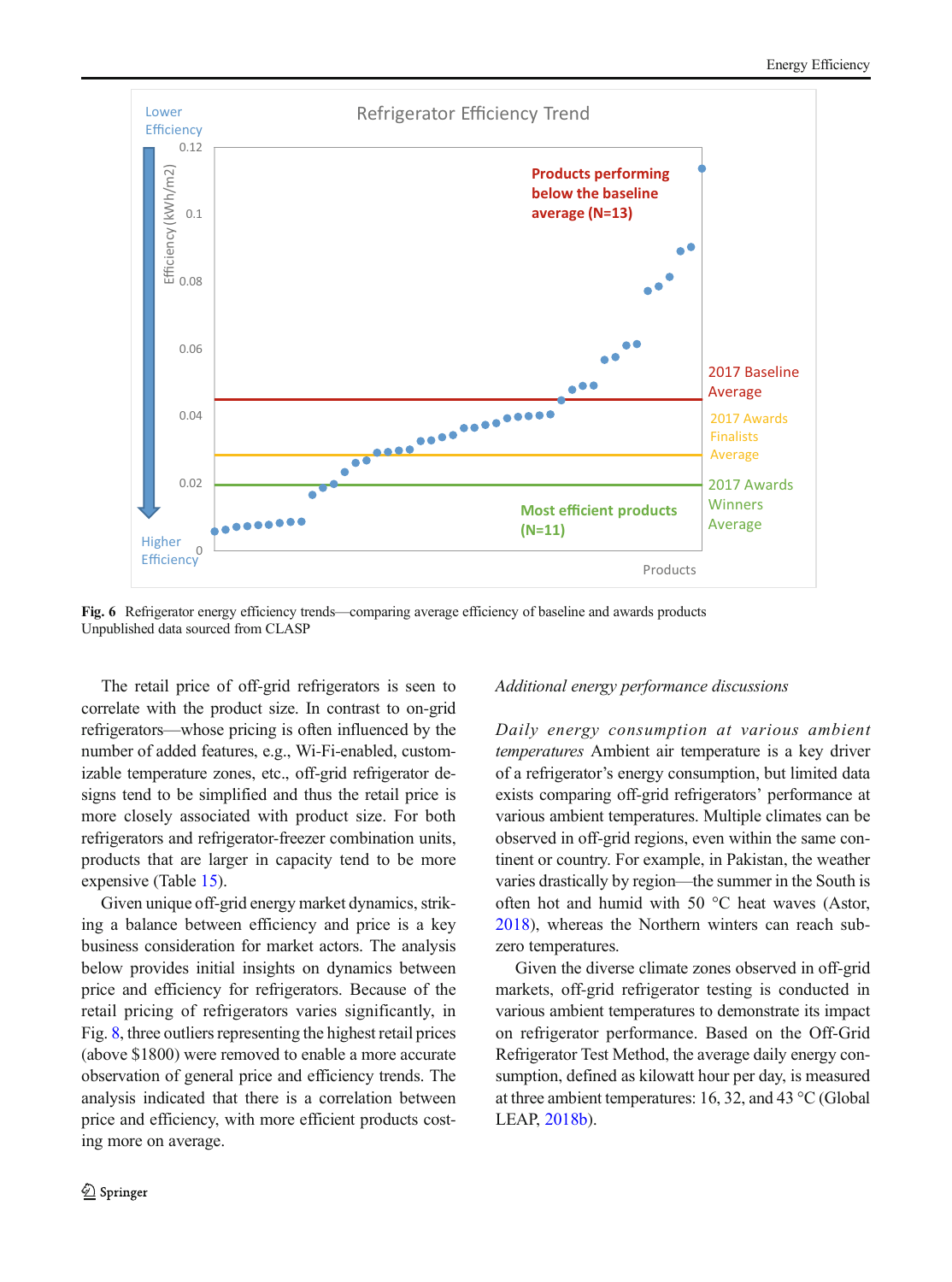Fig. 6 Refrigerator energy efficiency trends—comparing average efficiency of baseline and awards products
Unpublished data sourced from CLASP

The retail price of off-grid refrigerators is seen to correlate with the product size. In contrast to on-grid refrigerators—whose pricing is often influenced by the number of added features, e.g., Wi-Fi-enabled, customizable temperature zones, etc., off-grid refrigerator designs tend to be simplified and thus the retail price is more closely associated with product size. For both refrigerators and refrigerator-freezer combination units, products that are larger in capacity tend to be more expensive (Table 15).

Given unique off-grid energy market dynamics, striking a balance between efficiency and price is a key business consideration for market actors. The analysis below provides initial insights on dynamics between price and efficiency for refrigerators. Because of the retail pricing of refrigerators varies significantly, in Fig. 8, three outliers representing the highest retail prices (above $1800) were removed to enable a more accurate observation of general price and efficiency trends. The analysis indicated that there is a correlation between price and efficiency, with more efficient products costing more on average.

*Additional energy performance discussions*

*Daily energy consumption at various ambient temperatures* Ambient air temperature is a key driver of a refrigerator's energy consumption, but limited data exists comparing off-grid refrigerators' performance at various ambient temperatures. Multiple climates can be observed in off-grid regions, even within the same continent or country. For example, in Pakistan, the weather varies drastically by region—the summer in the South is often hot and humid with 50 °C heat waves (Astor, 2018), whereas the Northern winters can reach subzero temperatures.

Given the diverse climate zones observed in off-grid markets, off-grid refrigerator testing is conducted in various ambient temperatures to demonstrate its impact on refrigerator performance. Based on the Off-Grid Refrigerator Test Method, the average daily energy consumption, defined as kilowatt hour per day, is measured at three ambient temperatures: 16, 32, and 43 °C (Global LEAP, 2018b).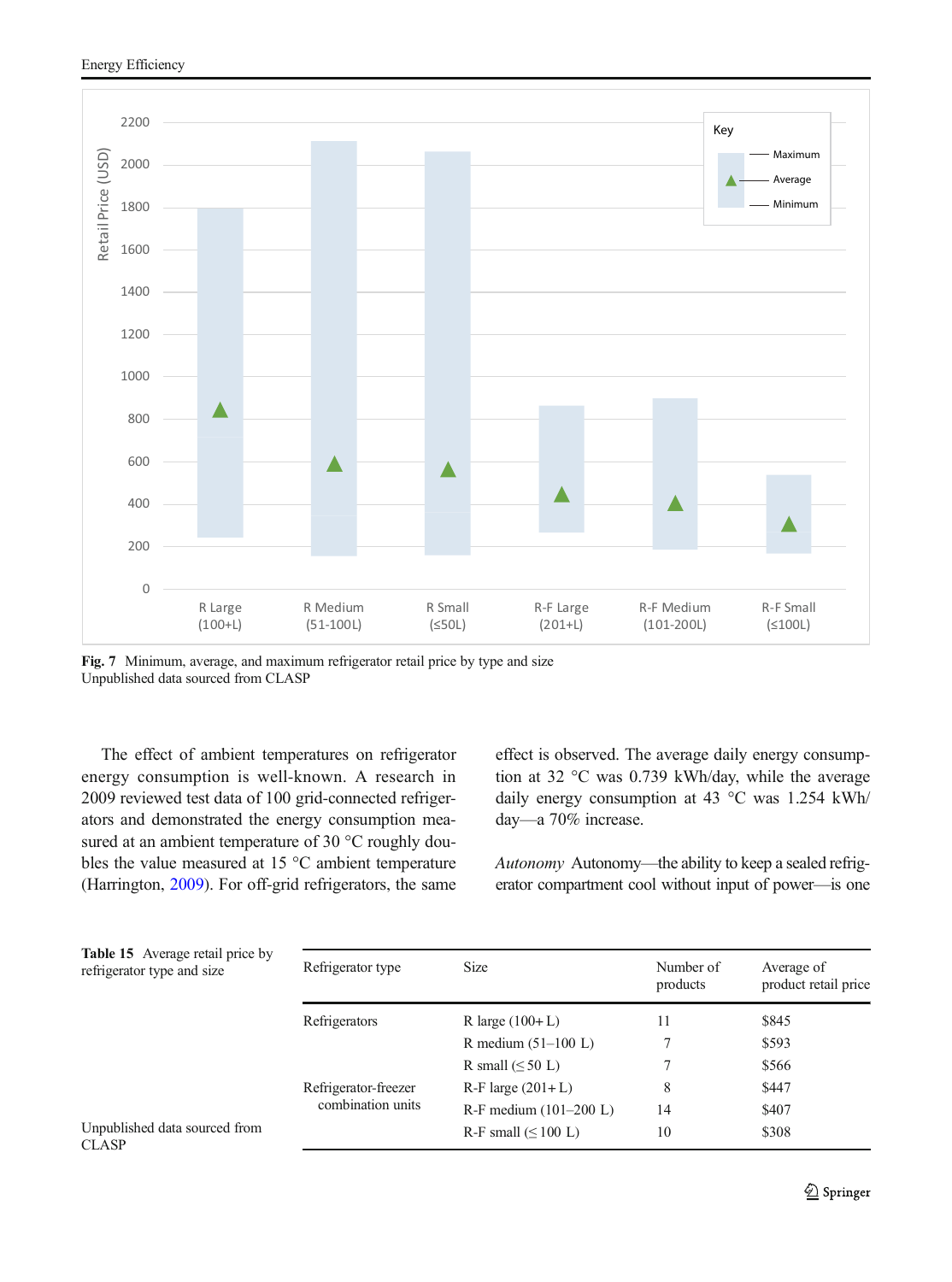Fig. 7 Minimum, average, and maximum refrigerator retail price by type and size
Unpublished data sourced from CLASP

The effect of ambient temperatures on refrigerator energy consumption is well-known. A research in 2009 reviewed test data of 100 grid-connected refrigerators and demonstrated the energy consumption measured at an ambient temperature of 30 °C roughly doubles the value measured at 15 °C ambient temperature (Harrington, 2009). For off-grid refrigerators, the same effect is observed. The average daily energy consumption at 32 °C was 0.739 kWh/day, while the average daily energy consumption at 43 °C was 1.254 kWh/day—a 70% increase.

*Autonomy* Autonomy—the ability to keep a sealed refrigerator compartment cool without input of power—is one

**Table 15** Average retail price by refrigerator type and size

| Refrigerator type | Size | Number of products | Average of product retail price |
| --- | --- | --- | --- |
| Refrigerators | R large (100+ L) | 11 | $845 |
| | R medium (51–100 L) | 7 | $593 |
| | R small (≤ 50 L) | 7 | $566 |
| Refrigerator-freezer combination units | R-F large (201+ L) | 8 | $447 |
| | R-F medium (101–200 L) | 14 | $407 |
| | R-F small (≤ 100 L) | 10 | $308 |

Unpublished data sourced from CLASP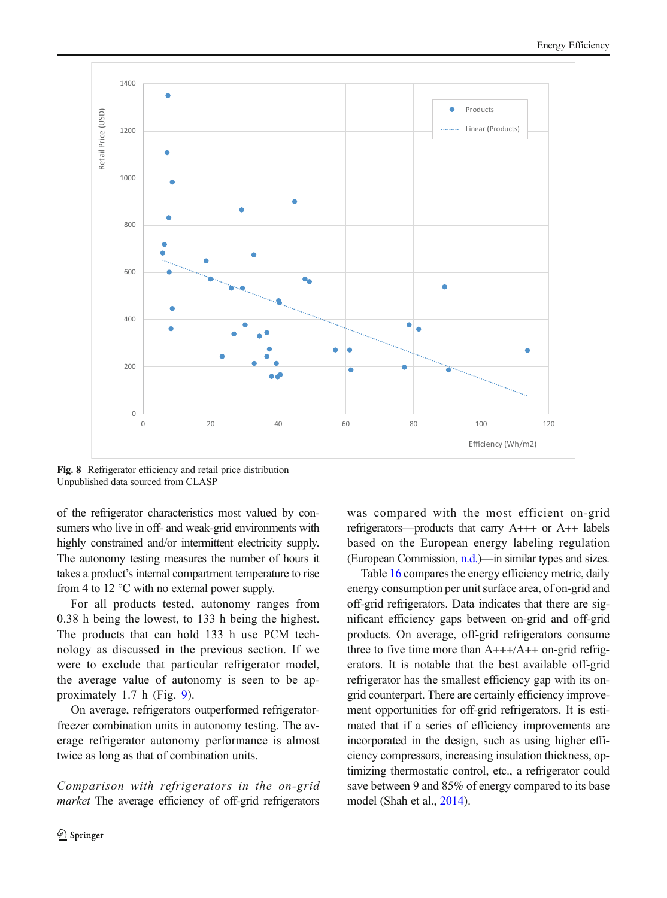Fig. 8 Refrigerator efficiency and retail price distribution
Unpublished data sourced from CLASP

of the refrigerator characteristics most valued by consumers who live in off- and weak-grid environments with highly constrained and/or intermittent electricity supply. The autonomy testing measures the number of hours it takes a product's internal compartment temperature to rise from 4 to 12 °C with no external power supply.

For all products tested, autonomy ranges from 0.38 h being the lowest, to 133 h being the highest. The products that can hold 133 h use PCM technology as discussed in the previous section. If we were to exclude that particular refrigerator model, the average value of autonomy is seen to be approximately 1.7 h (Fig. 9).

On average, refrigerators outperformed refrigerator-freezer combination units in autonomy testing. The average refrigerator autonomy performance is almost twice as long as that of combination units.

*Comparison with refrigerators in the on-grid market* The average efficiency of off-grid refrigerators was compared with the most efficient on-grid refrigerators—products that carry A+++ or A++ labels based on the European energy labeling regulation (European Commission, n.d.)—in similar types and sizes.

Table 16 compares the energy efficiency metric, daily energy consumption per unit surface area, of on-grid and off-grid refrigerators. Data indicates that there are significant efficiency gaps between on-grid and off-grid products. On average, off-grid refrigerators consume three to five time more than A+++/A++ on-grid refrigerators. It is notable that the best available off-grid refrigerator has the smallest efficiency gap with its on-grid counterpart. There are certainly efficiency improvement opportunities for off-grid refrigerators. It is estimated that if a series of efficiency improvements are incorporated in the design, such as using higher efficiency compressors, increasing insulation thickness, optimizing thermostatic control, etc., a refrigerator could save between 9 and 85% of energy compared to its base model (Shah et al., 2014).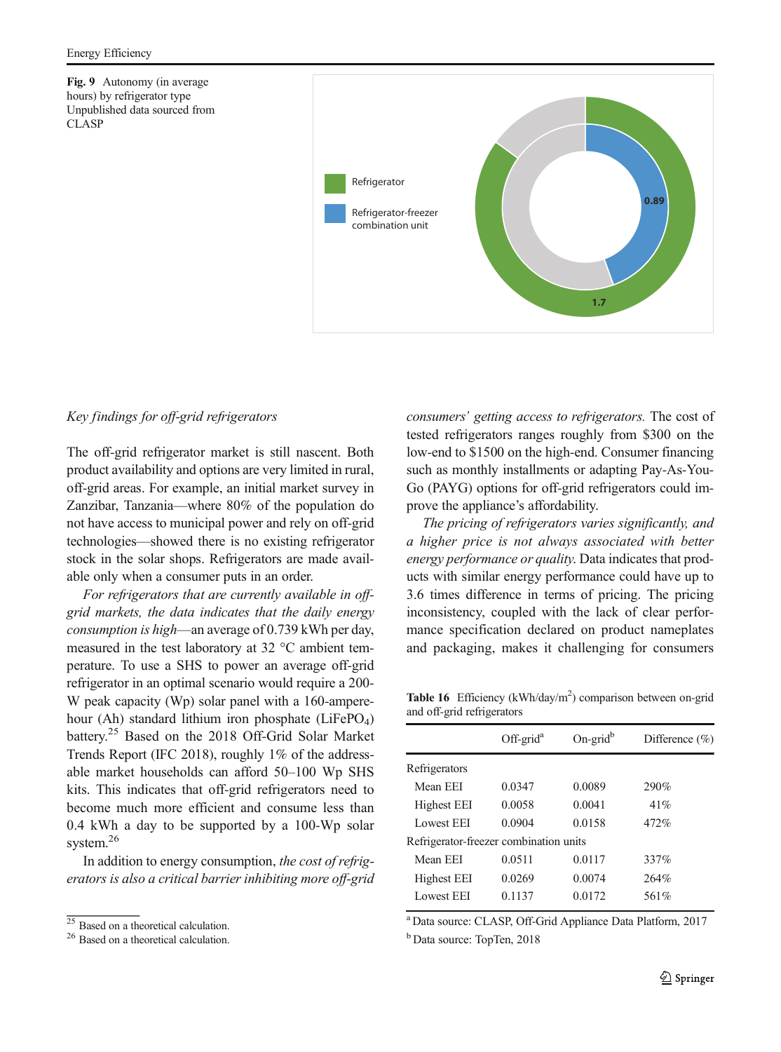**Fig. 9** Autonomy (in average hours) by refrigerator type Unpublished data sourced from CLASP

*Key findings for off-grid refrigerators*

The off-grid refrigerator market is still nascent. Both product availability and options are very limited in rural, off-grid areas. For example, an initial market survey in Zanzibar, Tanzania—where 80% of the population do not have access to municipal power and rely on off-grid technologies—showed there is no existing refrigerator stock in the solar shops. Refrigerators are made available only when a consumer puts in an order.

*For refrigerators that are currently available in off-grid markets, the data indicates that the daily energy consumption is high*—an average of 0.739 kWh per day, measured in the test laboratory at 32 °C ambient temperature. To use a SHS to power an average off-grid refrigerator in an optimal scenario would require a 200-W peak capacity (Wp) solar panel with a 160-ampere-hour (Ah) standard lithium iron phosphate ($LiFePO_4$) battery.[25] Based on the 2018 Off-Grid Solar Market Trends Report (IFC 2018), roughly 1% of the addressable market households can afford 50–100 Wp SHS kits. This indicates that off-grid refrigerators need to become much more efficient and consume less than 0.4 kWh a day to be supported by a 100-Wp solar system.[26]

In addition to energy consumption, *the cost of refrigerators is also a critical barrier inhibiting more off-grid consumers' getting access to refrigerators.* The cost of tested refrigerators ranges roughly from $300 on the low-end to $1500 on the high-end. Consumer financing such as monthly installments or adapting Pay-As-You-Go (PAYG) options for off-grid refrigerators could improve the appliance's affordability.

*The pricing of refrigerators varies significantly, and a higher price is not always associated with better energy performance or quality.* Data indicates that products with similar energy performance could have up to 3.6 times difference in terms of pricing. The pricing inconsistency, coupled with the lack of clear performance specification declared on product nameplates and packaging, makes it challenging for consumers

**Table 16** Efficiency (kWh/day/$m^2$) comparison between on-grid and off-grid refrigerators

| | Off-grid[a] | On-grid[b] | Difference (%) |
|---|---|---|---|
| Refrigerators | | | |
| Mean EEI | 0.0347 | 0.0089 | 290% |
| Highest EEI | 0.0058 | 0.0041 | 41% |
| Lowest EEI | 0.0904 | 0.0158 | 472% |
| Refrigerator-freezer combination units | | | |
| Mean EEI | 0.0511 | 0.0117 | 337% |
| Highest EEI | 0.0269 | 0.0074 | 264% |
| Lowest EEI | 0.1137 | 0.0172 | 561% |

[a] Data source: CLASP, Off-Grid Appliance Data Platform, 2017

[b] Data source: TopTen, 2018

[25] Based on a theoretical calculation.

[26] Based on a theoretical calculation.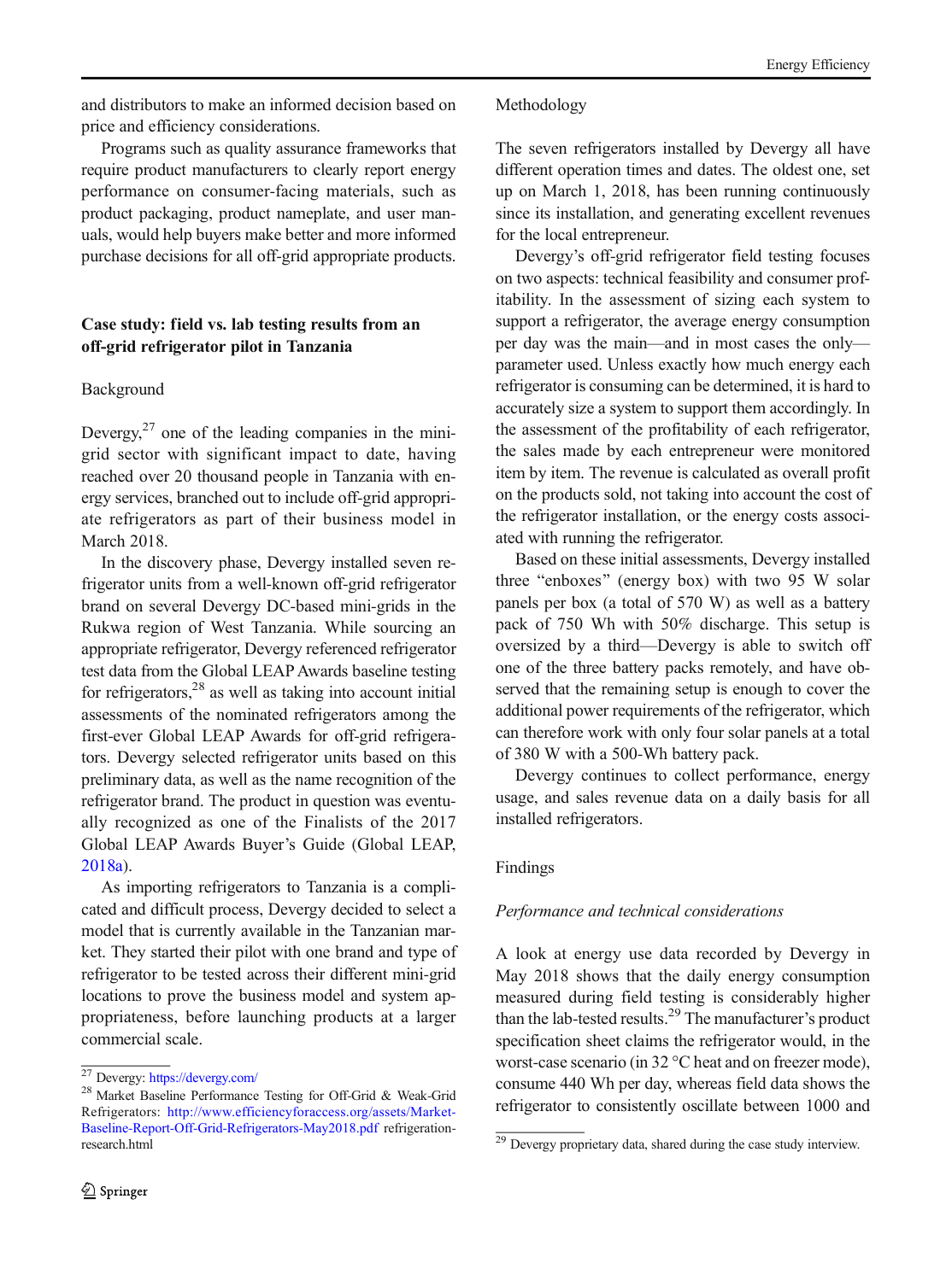and distributors to make an informed decision based on price and efficiency considerations.

Programs such as quality assurance frameworks that require product manufacturers to clearly report energy performance on consumer-facing materials, such as product packaging, product nameplate, and user manuals, would help buyers make better and more informed purchase decisions for all off-grid appropriate products.

## Case study: field vs. lab testing results from an off-grid refrigerator pilot in Tanzania

### Background

Devergy,[27] one of the leading companies in the mini-grid sector with significant impact to date, having reached over 20 thousand people in Tanzania with energy services, branched out to include off-grid appropriate refrigerators as part of their business model in March 2018.

In the discovery phase, Devergy installed seven refrigerator units from a well-known off-grid refrigerator brand on several Devergy DC-based mini-grids in the Rukwa region of West Tanzania. While sourcing an appropriate refrigerator, Devergy referenced refrigerator test data from the Global LEAP Awards baseline testing for refrigerators,[28] as well as taking into account initial assessments of the nominated refrigerators among the first-ever Global LEAP Awards for off-grid refrigerators. Devergy selected refrigerator units based on this preliminary data, as well as the name recognition of the refrigerator brand. The product in question was eventually recognized as one of the Finalists of the 2017 Global LEAP Awards Buyer's Guide (Global LEAP, 2018a).

As importing refrigerators to Tanzania is a complicated and difficult process, Devergy decided to select a model that is currently available in the Tanzanian market. They started their pilot with one brand and type of refrigerator to be tested across their different mini-grid locations to prove the business model and system appropriateness, before launching products at a larger commercial scale.

### Methodology

The seven refrigerators installed by Devergy all have different operation times and dates. The oldest one, set up on March 1, 2018, has been running continuously since its installation, and generating excellent revenues for the local entrepreneur.

Devergy's off-grid refrigerator field testing focuses on two aspects: technical feasibility and consumer profitability. In the assessment of sizing each system to support a refrigerator, the average energy consumption per day was the main—and in most cases the only—parameter used. Unless exactly how much energy each refrigerator is consuming can be determined, it is hard to accurately size a system to support them accordingly. In the assessment of the profitability of each refrigerator, the sales made by each entrepreneur were monitored item by item. The revenue is calculated as overall profit on the products sold, not taking into account the cost of the refrigerator installation, or the energy costs associated with running the refrigerator.

Based on these initial assessments, Devergy installed three "enboxes" (energy box) with two 95 W solar panels per box (a total of 570 W) as well as a battery pack of 750 Wh with 50% discharge. This setup is oversized by a third—Devergy is able to switch off one of the three battery packs remotely, and have observed that the remaining setup is enough to cover the additional power requirements of the refrigerator, which can therefore work with only four solar panels at a total of 380 W with a 500-Wh battery pack.

Devergy continues to collect performance, energy usage, and sales revenue data on a daily basis for all installed refrigerators.

### Findings

#### *Performance and technical considerations*

A look at energy use data recorded by Devergy in May 2018 shows that the daily energy consumption measured during field testing is considerably higher than the lab-tested results.[29] The manufacturer's product specification sheet claims the refrigerator would, in the worst-case scenario (in 32 °C heat and on freezer mode), consume 440 Wh per day, whereas field data shows the refrigerator to consistently oscillate between 1000 and

---

[27] Devergy: https://devergy.com/

[28] Market Baseline Performance Testing for Off-Grid & Weak-Grid Refrigerators: http://www.efficiencyforaccess.org/assets/Market-Baseline-Report-Off-Grid-Refrigerators-May2018.pdf refrigeration-research.html

[29] Devergy proprietary data, shared during the case study interview.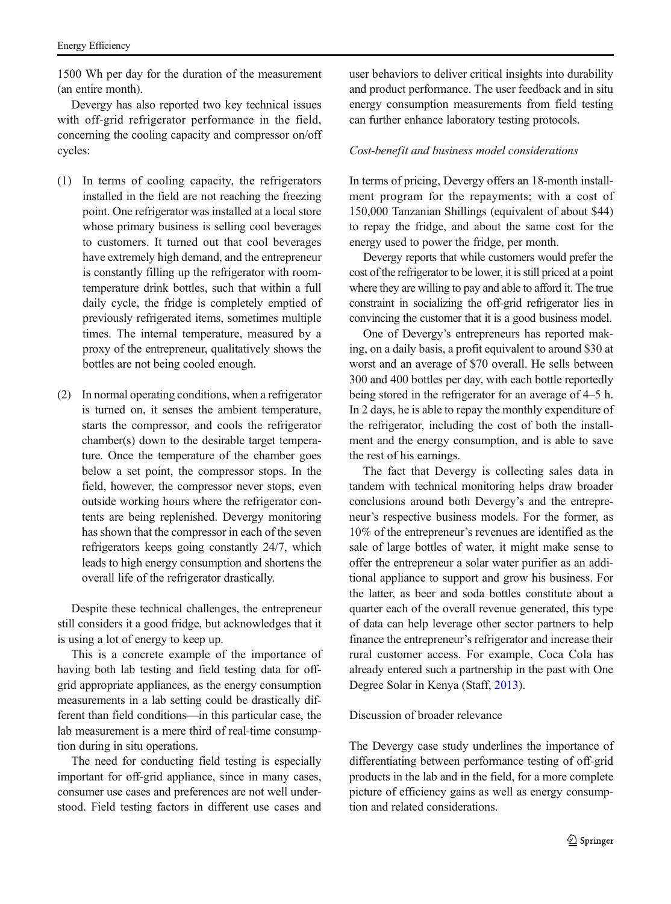1500 Wh per day for the duration of the measurement (an entire month).

Devergy has also reported two key technical issues with off-grid refrigerator performance in the field, concerning the cooling capacity and compressor on/off cycles:

(1) In terms of cooling capacity, the refrigerators installed in the field are not reaching the freezing point. One refrigerator was installed at a local store whose primary business is selling cool beverages to customers. It turned out that cool beverages have extremely high demand, and the entrepreneur is constantly filling up the refrigerator with room-temperature drink bottles, such that within a full daily cycle, the fridge is completely emptied of previously refrigerated items, sometimes multiple times. The internal temperature, measured by a proxy of the entrepreneur, qualitatively shows the bottles are not being cooled enough.

(2) In normal operating conditions, when a refrigerator is turned on, it senses the ambient temperature, starts the compressor, and cools the refrigerator chamber(s) down to the desirable target temperature. Once the temperature of the chamber goes below a set point, the compressor stops. In the field, however, the compressor never stops, even outside working hours where the refrigerator contents are being replenished. Devergy monitoring has shown that the compressor in each of the seven refrigerators keeps going constantly 24/7, which leads to high energy consumption and shortens the overall life of the refrigerator drastically.

Despite these technical challenges, the entrepreneur still considers it a good fridge, but acknowledges that it is using a lot of energy to keep up.

This is a concrete example of the importance of having both lab testing and field testing data for off-grid appropriate appliances, as the energy consumption measurements in a lab setting could be drastically different than field conditions—in this particular case, the lab measurement is a mere third of real-time consumption during in situ operations.

The need for conducting field testing is especially important for off-grid appliance, since in many cases, consumer use cases and preferences are not well understood. Field testing factors in different use cases and user behaviors to deliver critical insights into durability and product performance. The user feedback and in situ energy consumption measurements from field testing can further enhance laboratory testing protocols.

*Cost-benefit and business model considerations*

In terms of pricing, Devergy offers an 18-month installment program for the repayments; with a cost of 150,000 Tanzanian Shillings (equivalent of about $44) to repay the fridge, and about the same cost for the energy used to power the fridge, per month.

Devergy reports that while customers would prefer the cost of the refrigerator to be lower, it is still priced at a point where they are willing to pay and able to afford it. The true constraint in socializing the off-grid refrigerator lies in convincing the customer that it is a good business model.

One of Devergy's entrepreneurs has reported making, on a daily basis, a profit equivalent to around $30 at worst and an average of $70 overall. He sells between 300 and 400 bottles per day, with each bottle reportedly being stored in the refrigerator for an average of 4–5 h. In 2 days, he is able to repay the monthly expenditure of the refrigerator, including the cost of both the installment and the energy consumption, and is able to save the rest of his earnings.

The fact that Devergy is collecting sales data in tandem with technical monitoring helps draw broader conclusions around both Devergy's and the entrepreneur's respective business models. For the former, as 10% of the entrepreneur's revenues are identified as the sale of large bottles of water, it might make sense to offer the entrepreneur a solar water purifier as an additional appliance to support and grow his business. For the latter, as beer and soda bottles constitute about a quarter each of the overall revenue generated, this type of data can help leverage other sector partners to help finance the entrepreneur's refrigerator and increase their rural customer access. For example, Coca Cola has already entered such a partnership in the past with One Degree Solar in Kenya (Staff, 2013).

## Discussion of broader relevance

The Devergy case study underlines the importance of differentiating between performance testing of off-grid products in the lab and in the field, for a more complete picture of efficiency gains as well as energy consumption and related considerations.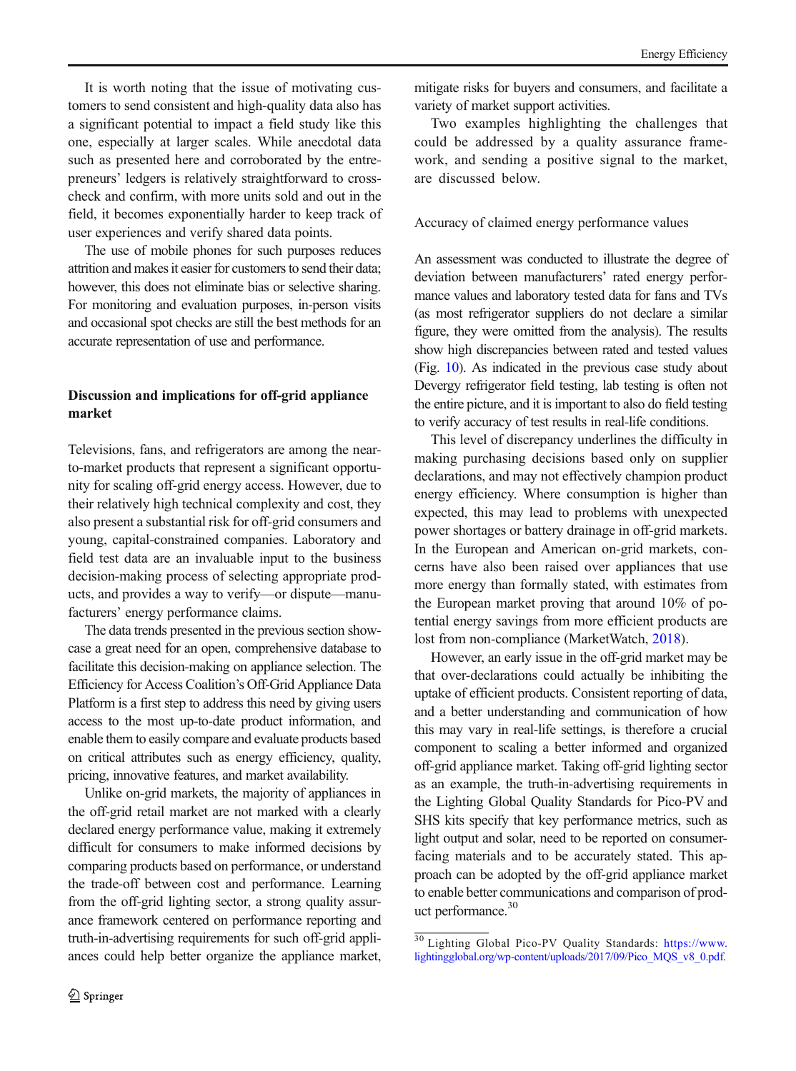It is worth noting that the issue of motivating customers to send consistent and high-quality data also has a significant potential to impact a field study like this one, especially at larger scales. While anecdotal data such as presented here and corroborated by the entrepreneurs' ledgers is relatively straightforward to cross-check and confirm, with more units sold and out in the field, it becomes exponentially harder to keep track of user experiences and verify shared data points.

The use of mobile phones for such purposes reduces attrition and makes it easier for customers to send their data; however, this does not eliminate bias or selective sharing. For monitoring and evaluation purposes, in-person visits and occasional spot checks are still the best methods for an accurate representation of use and performance.

## Discussion and implications for off-grid appliance market

Televisions, fans, and refrigerators are among the near-to-market products that represent a significant opportunity for scaling off-grid energy access. However, due to their relatively high technical complexity and cost, they also present a substantial risk for off-grid consumers and young, capital-constrained companies. Laboratory and field test data are an invaluable input to the business decision-making process of selecting appropriate products, and provides a way to verify—or dispute—manufacturers' energy performance claims.

The data trends presented in the previous section showcase a great need for an open, comprehensive database to facilitate this decision-making on appliance selection. The Efficiency for Access Coalition's Off-Grid Appliance Data Platform is a first step to address this need by giving users access to the most up-to-date product information, and enable them to easily compare and evaluate products based on critical attributes such as energy efficiency, quality, pricing, innovative features, and market availability.

Unlike on-grid markets, the majority of appliances in the off-grid retail market are not marked with a clearly declared energy performance value, making it extremely difficult for consumers to make informed decisions by comparing products based on performance, or understand the trade-off between cost and performance. Learning from the off-grid lighting sector, a strong quality assurance framework centered on performance reporting and truth-in-advertising requirements for such off-grid appliances could help better organize the appliance market, mitigate risks for buyers and consumers, and facilitate a variety of market support activities.

Two examples highlighting the challenges that could be addressed by a quality assurance framework, and sending a positive signal to the market, are discussed below.

### Accuracy of claimed energy performance values

An assessment was conducted to illustrate the degree of deviation between manufacturers' rated energy performance values and laboratory tested data for fans and TVs (as most refrigerator suppliers do not declare a similar figure, they were omitted from the analysis). The results show high discrepancies between rated and tested values (Fig. 10). As indicated in the previous case study about Devergy refrigerator field testing, lab testing is often not the entire picture, and it is important to also do field testing to verify accuracy of test results in real-life conditions.

This level of discrepancy underlines the difficulty in making purchasing decisions based only on supplier declarations, and may not effectively champion product energy efficiency. Where consumption is higher than expected, this may lead to problems with unexpected power shortages or battery drainage in off-grid markets. In the European and American on-grid markets, concerns have also been raised over appliances that use more energy than formally stated, with estimates from the European market proving that around 10% of potential energy savings from more efficient products are lost from non-compliance (MarketWatch, 2018).

However, an early issue in the off-grid market may be that over-declarations could actually be inhibiting the uptake of efficient products. Consistent reporting of data, and a better understanding and communication of how this may vary in real-life settings, is therefore a crucial component to scaling a better informed and organized off-grid appliance market. Taking off-grid lighting sector as an example, the truth-in-advertising requirements in the Lighting Global Quality Standards for Pico-PV and SHS kits specify that key performance metrics, such as light output and solar, need to be reported on consumer-facing materials and to be accurately stated. This approach can be adopted by the off-grid appliance market to enable better communications and comparison of product performance.[30]

[30] Lighting Global Pico-PV Quality Standards: https://www.lightingglobal.org/wp-content/uploads/2017/09/Pico_MQS_v8_0.pdf.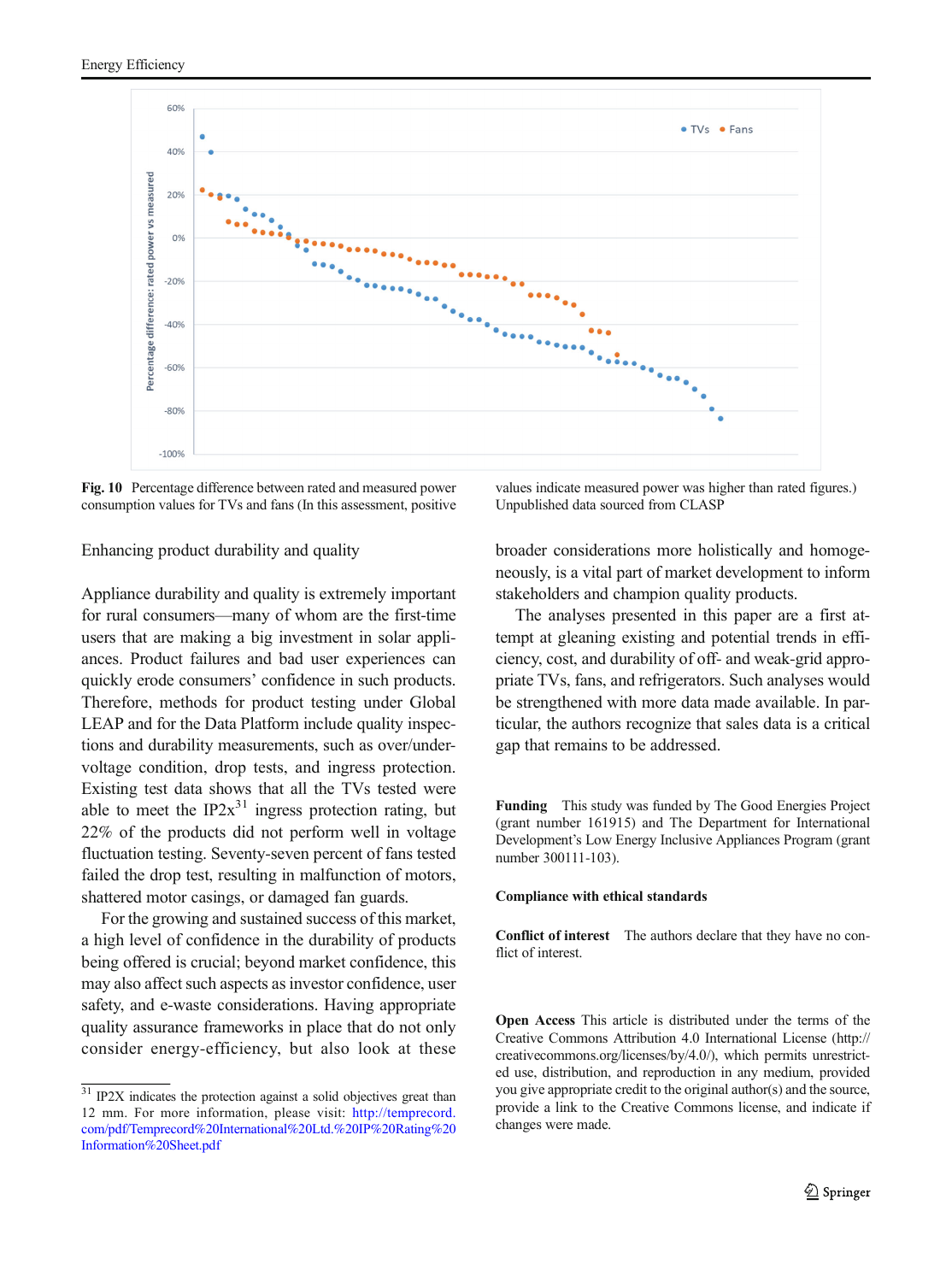**Fig. 10** Percentage difference between rated and measured power consumption values for TVs and fans (In this assessment, positive values indicate measured power was higher than rated figures.) Unpublished data sourced from CLASP

## Enhancing product durability and quality

Appliance durability and quality is extremely important for rural consumers—many of whom are the first-time users that are making a big investment in solar appliances. Product failures and bad user experiences can quickly erode consumers' confidence in such products. Therefore, methods for product testing under Global LEAP and for the Data Platform include quality inspections and durability measurements, such as over/under-voltage condition, drop tests, and ingress protection. Existing test data shows that all the TVs tested were able to meet the IP2x[31] ingress protection rating, but 22% of the products did not perform well in voltage fluctuation testing. Seventy-seven percent of fans tested failed the drop test, resulting in malfunction of motors, shattered motor casings, or damaged fan guards.

For the growing and sustained success of this market, a high level of confidence in the durability of products being offered is crucial; beyond market confidence, this may also affect such aspects as investor confidence, user safety, and e-waste considerations. Having appropriate quality assurance frameworks in place that do not only consider energy-efficiency, but also look at these broader considerations more holistically and homogeneously, is a vital part of market development to inform stakeholders and champion quality products.

The analyses presented in this paper are a first attempt at gleaning existing and potential trends in efficiency, cost, and durability of off- and weak-grid appropriate TVs, fans, and refrigerators. Such analyses would be strengthened with more data made available. In particular, the authors recognize that sales data is a critical gap that remains to be addressed.

**Funding** This study was funded by The Good Energies Project (grant number 161915) and The Department for International Development's Low Energy Inclusive Appliances Program (grant number 300111-103).

**Compliance with ethical standards**

**Conflict of interest** The authors declare that they have no conflict of interest.

**Open Access** This article is distributed under the terms of the Creative Commons Attribution 4.0 International License (http://creativecommons.org/licenses/by/4.0/), which permits unrestricted use, distribution, and reproduction in any medium, provided you give appropriate credit to the original author(s) and the source, provide a link to the Creative Commons license, and indicate if changes were made.

---

[31] IP2X indicates the protection against a solid objectives great than 12 mm. For more information, please visit: http://temprecord.com/pdf/Temprecord%20International%20Ltd.%20IP%20Rating%20Information%20Sheet.pdf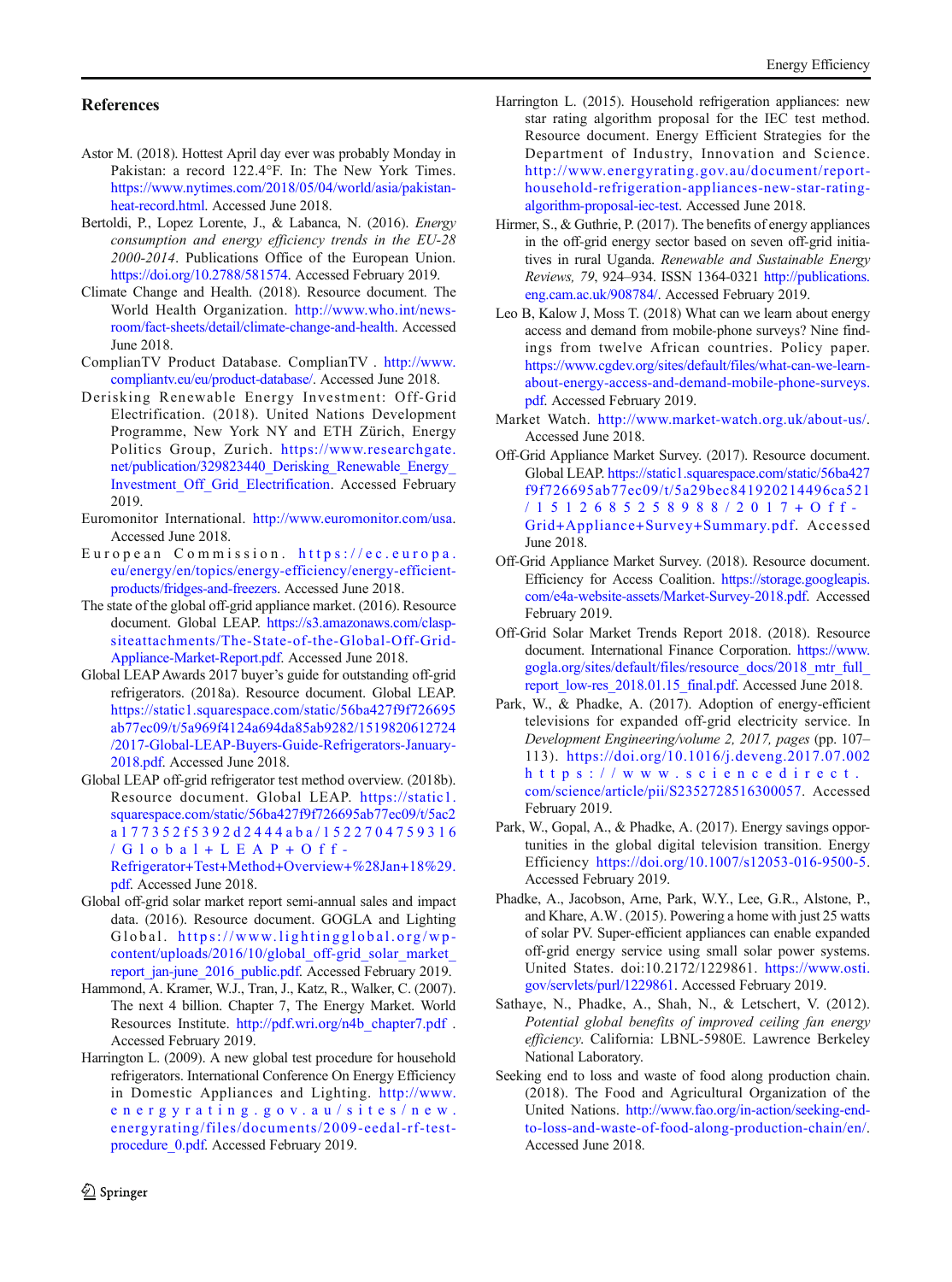## References

Astor M. (2018). Hottest April day ever was probably Monday in Pakistan: a record 122.4°F. In: The New York Times. https://www.nytimes.com/2018/05/04/world/asia/pakistan-heat-record.html. Accessed June 2018.

Bertoldi, P., Lopez Lorente, J., & Labanca, N. (2016). *Energy consumption and energy efficiency trends in the EU-28 2000-2014*. Publications Office of the European Union. https://doi.org/10.2788/581574. Accessed February 2019.

Climate Change and Health. (2018). Resource document. The World Health Organization. http://www.who.int/news-room/fact-sheets/detail/climate-change-and-health. Accessed June 2018.

CompliantTV Product Database. ComplianTV . http://www.compliantv.eu/eu/product-database/. Accessed June 2018.

Derisking Renewable Energy Investment: Off-Grid Electrification. (2018). United Nations Development Programme, New York NY and ETH Zürich, Energy Politics Group, Zurich. https://www.researchgate.net/publication/329823440_Derisking_Renewable_Energy_Investment_Off_Grid_Electrification. Accessed February 2019.

Euromonitor International. http://www.euromonitor.com/usa. Accessed June 2018.

European Commission. https://ec.europa.eu/energy/en/topics/energy-efficiency/energy-efficient-products/fridges-and-freezers. Accessed June 2018.

The state of the global off-grid appliance market. (2016). Resource document. Global LEAP. https://s3.amazonaws.com/clasp-siteattachments/The-State-of-the-Global-Off-Grid-Appliance-Market-Report.pdf. Accessed June 2018.

Global LEAP Awards 2017 buyer's guide for outstanding off-grid refrigerators. (2018a). Resource document. Global LEAP. https://static1.squarespace.com/static/56ba427f9f726695ab77ec09/t/5a969f4124a694da85ab9282/1519820612724/2017-Global-LEAP-Refrigerators-Buyers-Guide-January-2018.pdf. Accessed June 2018.

Global LEAP off-grid refrigerator test method overview. (2018b). Resource document. Global LEAP. https://static1.squarespace.com/static/56ba427f9f726695ab77ec09/t/5ac2a177352f5392d2444aba/1522704759316/Global+LEAP+Off-Refrigerator+Test+Method+Overview+%28Jan+18%29.pdf. Accessed June 2018.

Global off-grid solar market report semi-annual sales and impact data. (2016). Resource document. GOGLA and Lighting Global. https://www.lightingglobal.org/wp-content/uploads/2016/10/global_off-grid_solar_market_report_jan-june_2016_public.pdf. Accessed February 2019.

Hammond, A. Kramer, W.J., Tran, J., Katz, R., Walker, C. (2007). The next 4 billion. Chapter 7, The Energy Market. World Resources Institute. http://pdf.wri.org/n4b_chapter7.pdf . Accessed February 2019.

Harrington L. (2009). A new global test procedure for household refrigerators. International Conference On Energy Efficiency in Domestic Appliances and Lighting. http://www.energyrating.gov.au/sites/new.energyrating/files/documents/2009-eedal-rf-test-procedure_0.pdf. Accessed February 2019.

Harrington L. (2015). Household refrigeration appliances: new star rating algorithm proposal for the IEC test method. Resource document. Energy Efficient Strategies for the Department of Industry, Innovation and Science. http://www.energyrating.gov.au/document/report-household-refrigeration-appliances-new-star-rating-algorithm-proposal-iec-test. Accessed June 2018.

Hirmer, S., & Guthrie, P. (2017). The benefits of energy appliances in the off-grid energy sector based on seven off-grid initiatives in rural Uganda. *Renewable and Sustainable Energy Reviews, 79*, 924–934. ISSN 1364-0321 http://publications.eng.cam.ac.uk/908784/. Accessed February 2019.

Leo B, Kalow J, Moss T. (2018) What can we learn about energy access and demand from mobile-phone surveys? Nine findings from twelve African countries. Policy paper. https://www.cgdev.org/sites/default/files/what-can-we-learn-about-energy-access-and-demand-mobile-phone-surveys.pdf. Accessed February 2019.

Market Watch. http://www.market-watch.org.uk/about-us/. Accessed June 2018.

Off-Grid Appliance Market Survey. (2017). Resource document. Global LEAP. https://static1.squarespace.com/static/56ba427f9f726695ab77ec09/t/5a29bec841920214496ca521/1512685258988/2017+Off-Grid+Appliance+Survey+Summary.pdf. Accessed June 2018.

Off-Grid Appliance Market Survey. (2018). Resource document. Efficiency for Access Coalition. https://storage.googleapis.com/e4a-website-assets/Market-Survey-2018.pdf. Accessed February 2019.

Off-Grid Solar Market Trends Report 2018. (2018). Resource document. International Finance Corporation. https://www.gogla.org/sites/default/files/resource_docs/2018_mtr_full_report_low-res_2018.01.15_final.pdf. Accessed June 2018.

Park, W., & Phadke, A. (2017). Adoption of energy-efficient televisions for expanded off-grid electricity service. In *Development Engineering/volume 2, 2017, pages* (pp. 107–113). https://doi.org/10.1016/j.deveng.2017.07.002 https://www.sciencedirect.com/science/article/pii/S2352728516300057. Accessed February 2019.

Park, W., Gopal, A., & Phadke, A. (2017). Energy savings opportunities in the global digital television transition. Energy Efficiency https://doi.org/10.1007/s12053-016-9500-5. Accessed February 2019.

Phadke, A., Jacobson, Arne, Park, W.Y., Lee, G.R., Alstone, P., and Khare, A.W. (2015). Powering a home with just 25 watts of solar PV. Super-efficient appliances can enable expanded off-grid energy service using small solar power systems. United States. doi:10.2172/1229861. https://www.osti.gov/servlets/purl/1229861. Accessed February 2019.

Sathaye, N., Phadke, A., Shah, N., & Letschert, V. (2012). *Potential global benefits of improved ceiling fan energy efficiency*. California: LBNL-5980E. Lawrence Berkeley National Laboratory.

Seeking end to loss and waste of food along production chain. (2018). The Food and Agricultural Organization of the United Nations. http://www.fao.org/in-action/seeking-end-to-loss-and-waste-of-food-along-production-chain/en/. Accessed June 2018.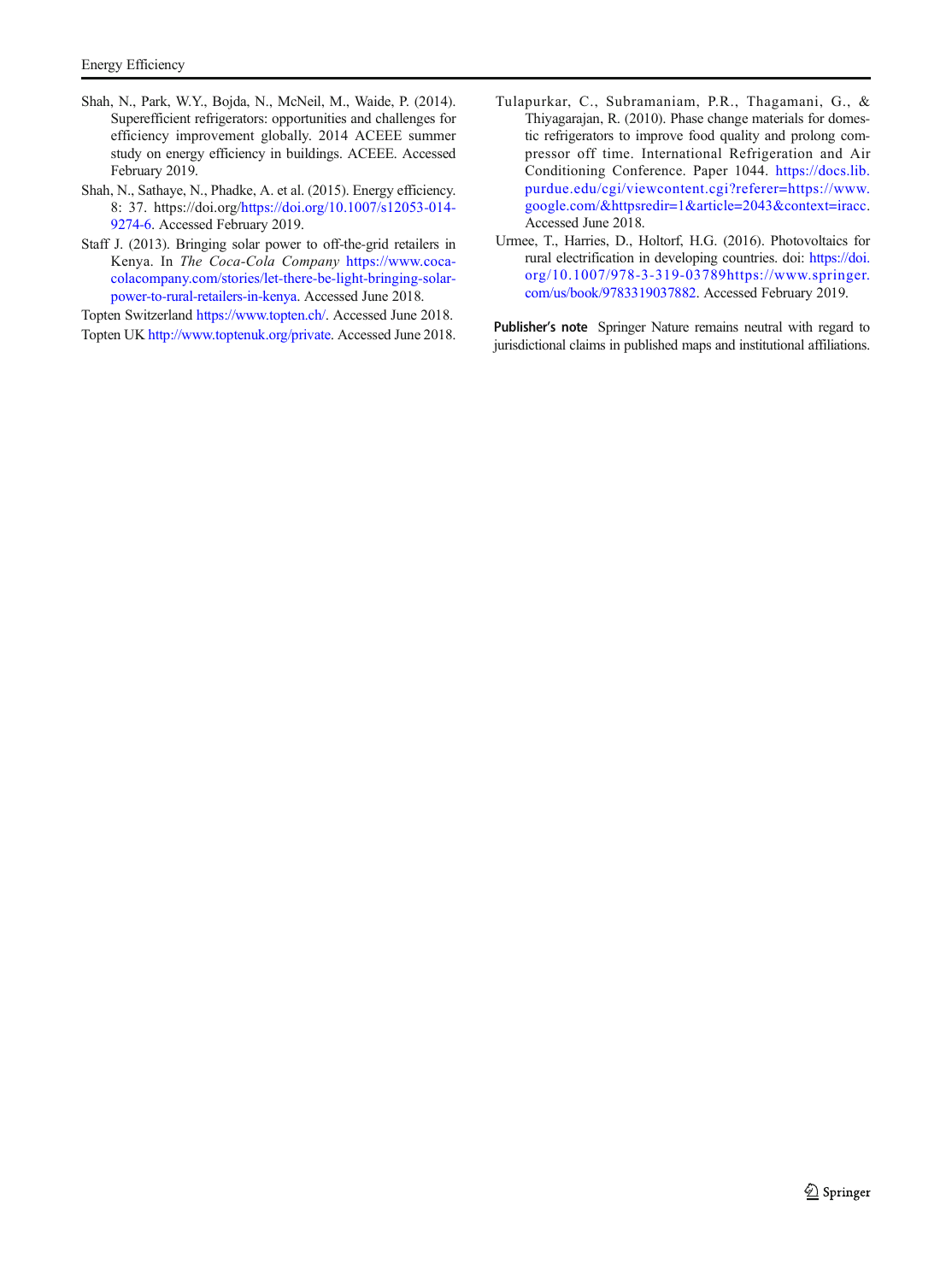Shah, N., Park, W.Y., Bojda, N., McNeil, M., Waide, P. (2014). Superefficient refrigerators: opportunities and challenges for efficiency improvement globally. 2014 ACEEE summer study on energy efficiency in buildings. ACEEE. Accessed February 2019.

Shah, N., Sathaye, N., Phadke, A. et al. (2015). Energy efficiency. 8: 37. https://doi.org/https://doi.org/10.1007/s12053-014-9274-6. Accessed February 2019.

Staff J. (2013). Bringing solar power to off-the-grid retailers in Kenya. In *The Coca-Cola Company* https://www.coca-colacompany.com/stories/let-there-be-light-bringing-solar-power-to-rural-retailers-in-kenya. Accessed June 2018.

Topten Switzerland https://www.topten.ch/. Accessed June 2018.

Topten UK http://www.toptenuk.org/private. Accessed June 2018.

Tulapurkar, C., Subramaniam, P.R., Thagamani, G., & Thiyagarajan, R. (2010). Phase change materials for domestic refrigerators to improve food quality and prolong compressor off time. International Refrigeration and Air Conditioning Conference. Paper 1044. https://docs.lib.purdue.edu/cgi/viewcontent.cgi?referer=https://www.google.com/&httpsredir=1&article=2043&context=iracc. Accessed June 2018.

Urmee, T., Harries, D., Holtorf, H.G. (2016). Photovoltaics for rural electrification in developing countries. doi: https://doi.org/10.1007/978-3-319-03789https://www.springer.com/us/book/9783319037882. Accessed February 2019.

**Publisher's note** Springer Nature remains neutral with regard to jurisdictional claims in published maps and institutional affiliations.